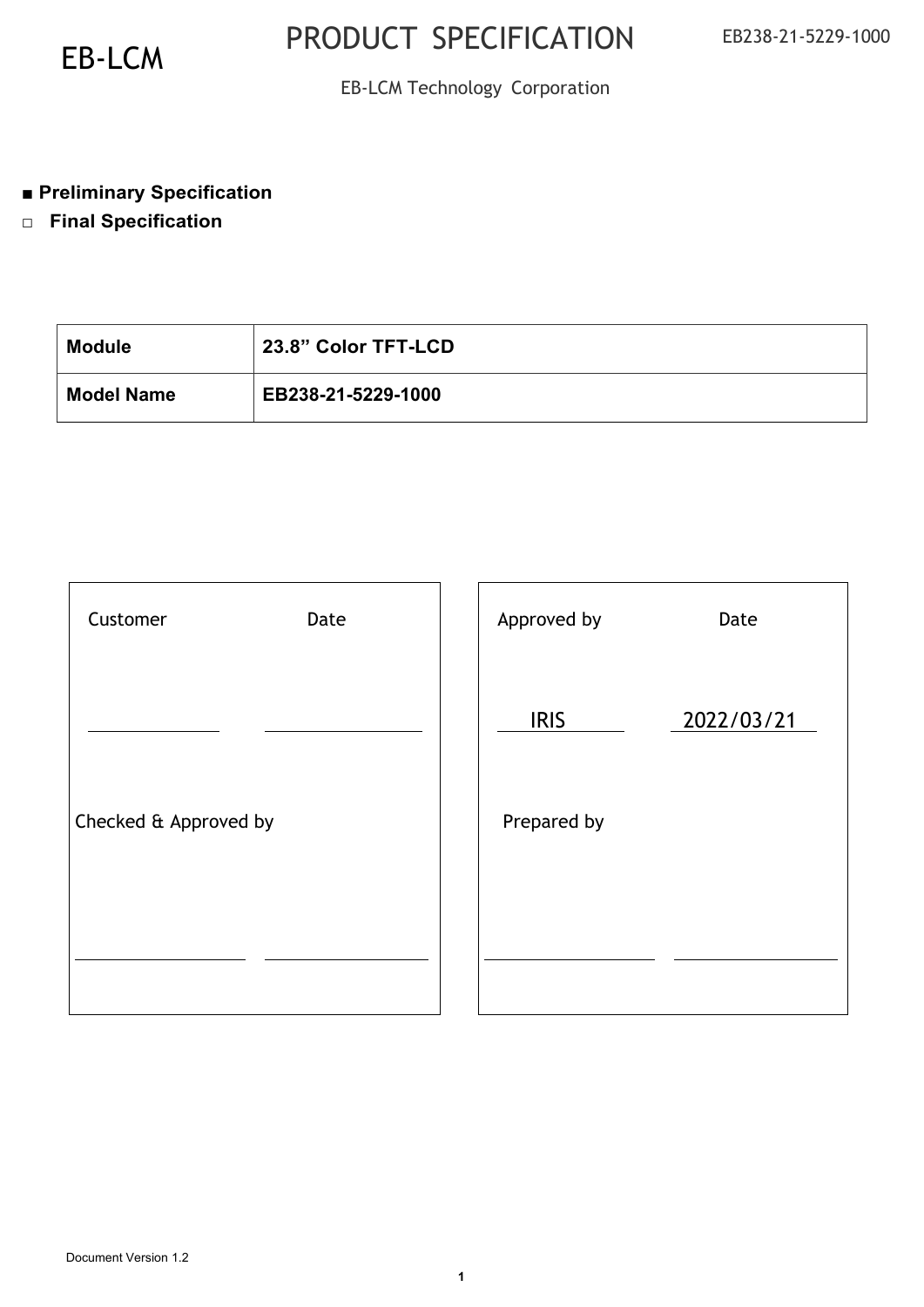EB-LCM

# PRODUCT SPECIFICATION

EB238-21-5229-1000

EB-LCM Technology Corporation

■ **Preliminary Specification**

□ **Final Specification**

| **Module** | **23.8" Color TFT-LCD** |
| --- | --- |
| **Model Name** | **EB238-21-5229-1000** |

| Customer | Date |
| --- | --- |
| | |
| Checked & Approved by | |
| | |

| Approved by | Date |
| --- | --- |
| IRIS | 2022/03/21 |
| Prepared by | |
| | |

Document Version 1.2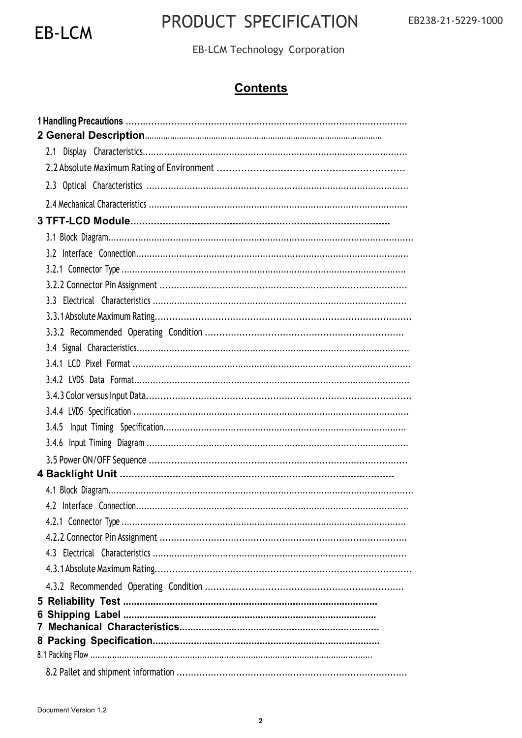# Contents

1 Handling Precautions ..........................................................................................

2 General Description..............................................................................................

2.1 Display Characteristics..........................................................................................

2.2 Absolute Maximum Rating of Environment ..............................................................

2.3 Optical Characteristics ..........................................................................................

2.4 Mechanical Characteristics ......................................................................................

3 TFT-LCD Module.......................................................................................

3.1 Block Diagram..........................................................................................................

3.2 Interface Connection...............................................................................................

3.2.1 Connector Type .....................................................................................................

3.2.2 Connector Pin Assignment ....................................................................................

3.3 Electrical Characteristics .........................................................................................

3.3.1 Absolute Maximum Rating.......................................................................................

3.3.2 Recommended Operating Condition ....................................................................

3.4 Signal Characteristics...............................................................................................

3.4.1 LCD Pixel Format ...................................................................................................

3.4.2 LVDS Data Format..................................................................................................

3.4.3 Color versus Input Data.........................................................................................

3.4.4 LVDS Specification ..................................................................................................

3.4.5 Input Timing Specification.......................................................................................

3.4.6 Input Timing Diagram ............................................................................................

3.5 Power ON/OFF Sequence .........................................................................................

4 Backlight Unit ............................................................................................

4.1 Block Diagram..........................................................................................................

4.2 Interface Connection...............................................................................................

4.2.1 Connector Type .....................................................................................................

4.2.2 Connector Pin Assignment ....................................................................................

4.3 Electrical Characteristics .........................................................................................

4.3.1 Absolute Maximum Rating.......................................................................................

4.3.2 Recommended Operating Condition ....................................................................

5 Reliability Test ..........................................................................................

6 Shipping Label ..........................................................................................

7 Mechanical Characteristics......................................................................

8 Packing Specification...............................................................................

8.1 Packing Flow ..................................................................................................................

8.2 Pallet and shipment information ...............................................................................

Document Version 1.2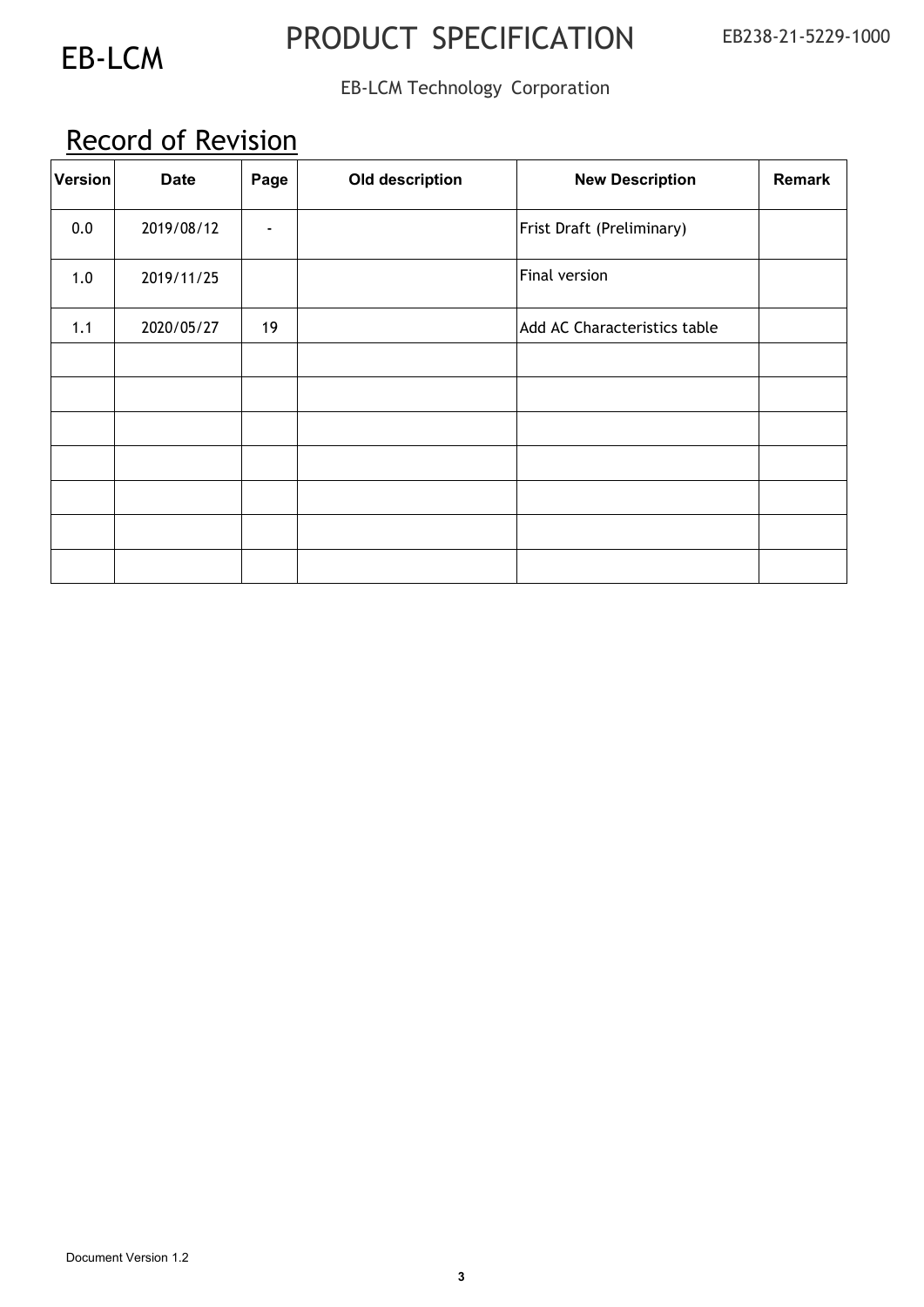# Record of Revision

| Version | Date | Page | Old description | New Description | Remark |
|---|---|---|---|---|---|
| 0.0 | 2019/08/12 | - | | Frist Draft (Preliminary) | |
| 1.0 | 2019/11/25 | | | Final version | |
| 1.1 | 2020/05/27 | 19 | | Add AC Characteristics table | |
| | | | | | |
| | | | | | |
| | | | | | |
| | | | | | |
| | | | | | |
| | | | | | |
| | | | | | |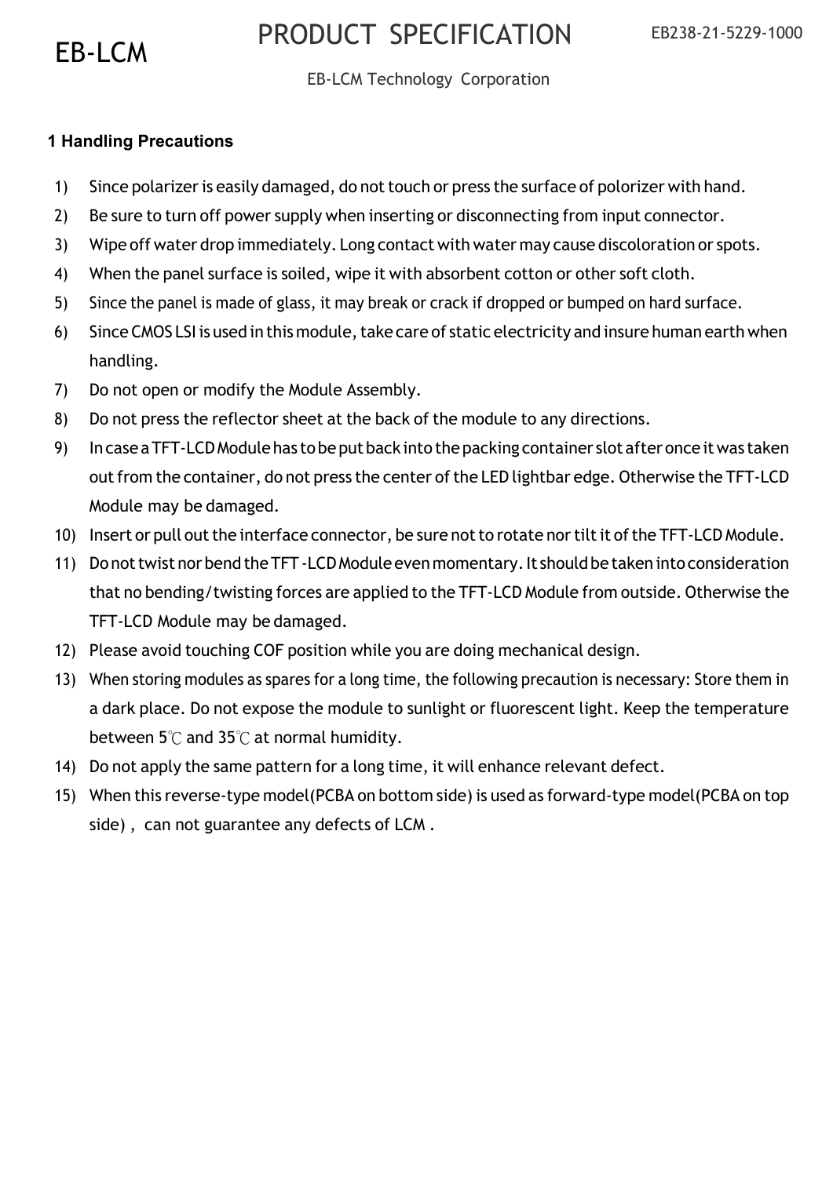## 1 Handling Precautions

1) Since polarizer is easily damaged, do not touch or press the surface of polorizer with hand.
2) Be sure to turn off power supply when inserting or disconnecting from input connector.
3) Wipe off water drop immediately. Long contact with water may cause discoloration or spots.
4) When the panel surface is soiled, wipe it with absorbent cotton or other soft cloth.
5) Since the panel is made of glass, it may break or crack if dropped or bumped on hard surface.
6) Since CMOS LSI is used in this module, take care of static electricity and insure human earth when handling.
7) Do not open or modify the Module Assembly.
8) Do not press the reflector sheet at the back of the module to any directions.
9) In case a TFT-LCD Module has to be put back into the packing container slot after once it was taken out from the container, do not press the center of the LED lightbar edge. Otherwise the TFT-LCD Module may be damaged.
10) Insert or pull out the interface connector, be sure not to rotate nor tilt it of the TFT-LCD Module.
11) Do not twist nor bend the TFT -LCD Module even momentary. It should be taken into consideration that no bending/twisting forces are applied to the TFT-LCD Module from outside. Otherwise the TFT-LCD Module may be damaged.
12) Please avoid touching COF position while you are doing mechanical design.
13) When storing modules as spares for a long time, the following precaution is necessary: Store them in a dark place. Do not expose the module to sunlight or fluorescent light. Keep the temperature between 5℃ and 35℃ at normal humidity.
14) Do not apply the same pattern for a long time, it will enhance relevant defect.
15) When this reverse-type model(PCBA on bottom side) is used as forward-type model(PCBA on top side) , can not guarantee any defects of LCM .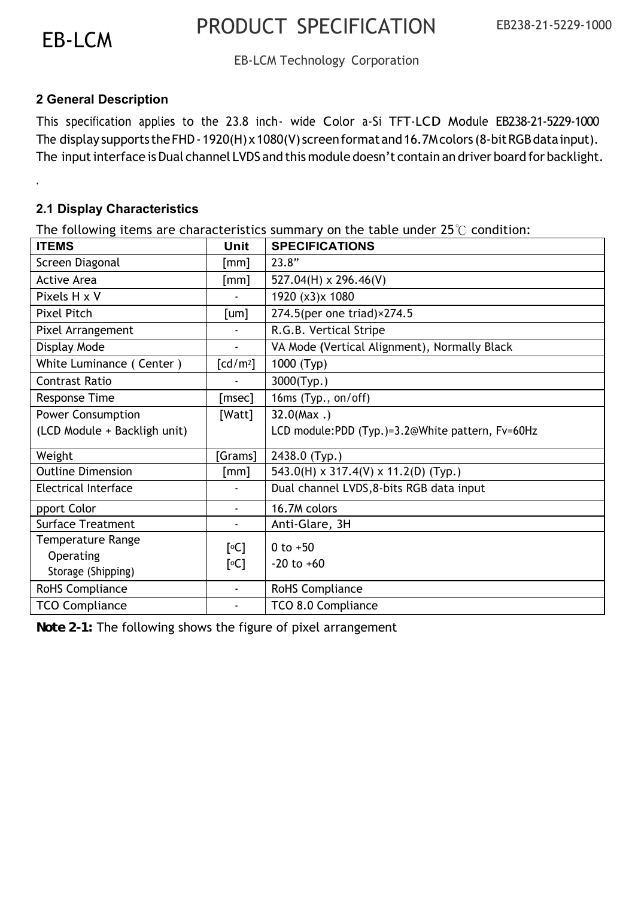## 2 General Description

This specification applies to the 23.8 inch- wide Color a-Si TFT-LCD Module **EB238-21-5229-1000**
The display supports the FHD - 1920(H) x 1080(V) screen format and 16.7M colors (8-bit RGB data input).
The input interface is Dual channel LVDS and this module doesn't contain an driver board for backlight.

.

### 2.1 Display Characteristics

The following items are characteristics summary on the table under 25℃ condition:

| ITEMS | Unit | SPECIFICATIONS |
|---|---|---|
| Screen Diagonal | [mm] | 23.8" |
| Active Area | [mm] | 527.04(H) x 296.46(V) |
| Pixels H x V | - | 1920 (x3)x 1080 |
| Pixel Pitch | [um] | 274.5(per one triad)×274.5 |
| Pixel Arrangement | - | R.G.B. Vertical Stripe |
| Display Mode | - | VA Mode (Vertical Alignment), Normally Black |
| White Luminance ( Center ) | [cd/m²] | 1000 (Typ) |
| Contrast Ratio | - | 3000(Typ.) |
| Response Time | [msec] | 16ms (Typ., on/off) |
| Power Consumption<br>(LCD Module + Backligh unit) | [Watt] | 32.0(Max .)<br>LCD module:PDD (Typ.)=3.2@White pattern, Fv=60Hz |
| Weight | [Grams] | 2438.0 (Typ.) |
| Outline Dimension | [mm] | 543.0(H) x 317.4(V) x 11.2(D) (Typ.) |
| Electrical Interface | - | Dual channel LVDS,8-bits RGB data input |
| pport Color | - | 16.7M colors |
| Surface Treatment | - | Anti-Glare, 3H |
| Temperature Range<br>Operating<br>Storage (Shipping) | <br>[°C]<br>[°C] | <br>0 to +50<br>-20 to +60 |
| RoHS Compliance | - | RoHS Compliance |
| TCO Compliance | - | TCO 8.0 Compliance |

**Note 2-1:** The following shows the figure of pixel arrangement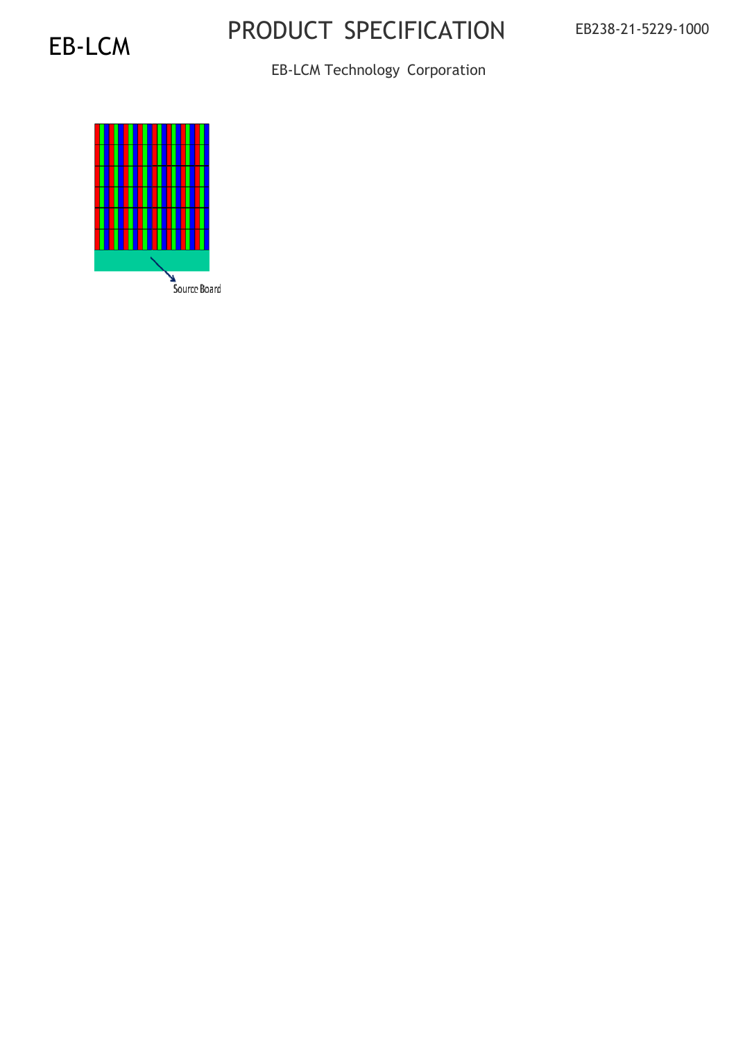Source Board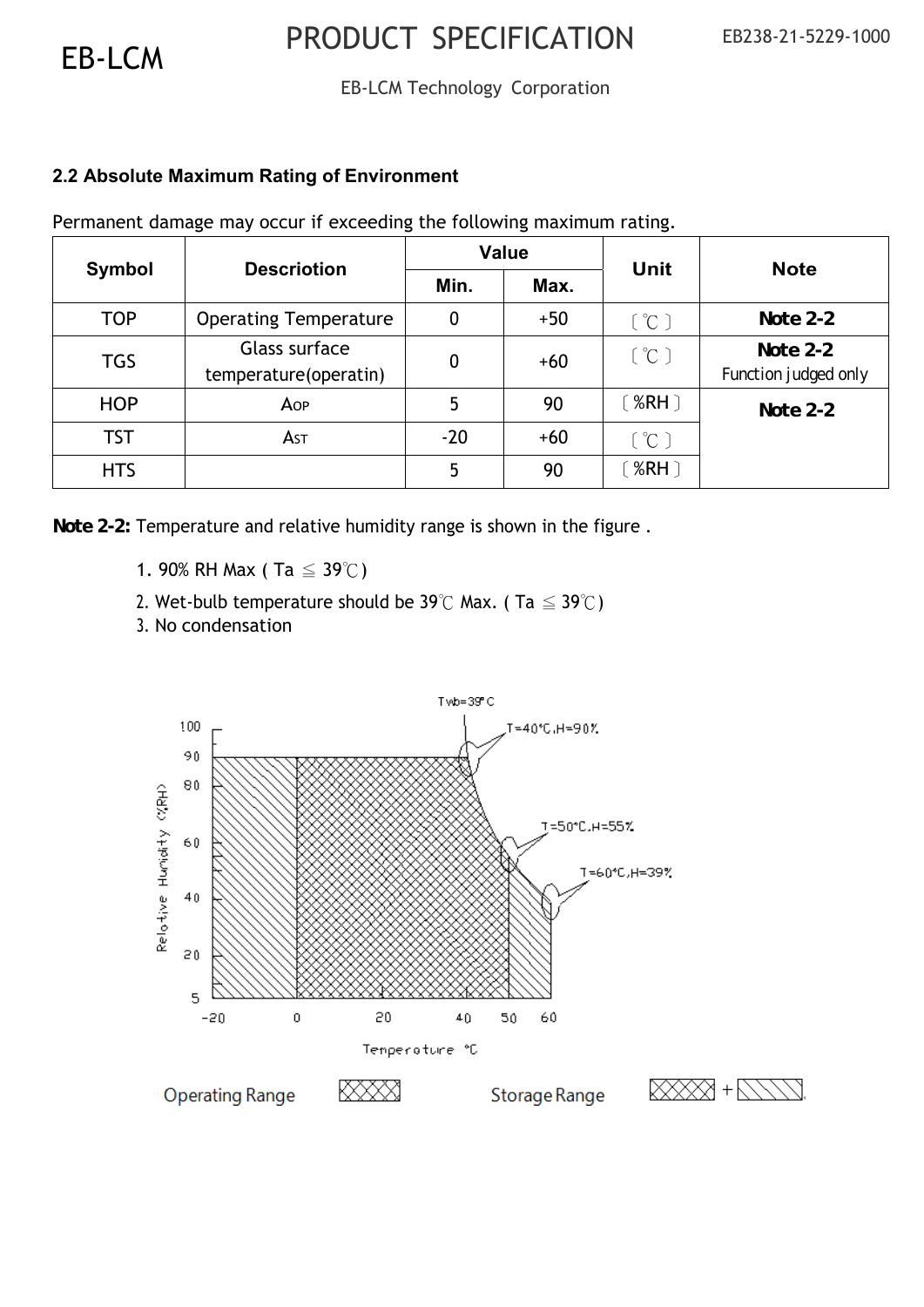## 2.2 Absolute Maximum Rating of Environment

Permanent damage may occur if exceeding the following maximum rating.

| Symbol | Descriotion | Value | | Unit | Note |
|---|---|---|---|---|---|
| | | Min. | Max. | | |
| TOP | Operating Temperature | 0 | +50 | 〔℃〕 | **Note 2-2** |
| TGS | Glass surface temperature(operatin) | 0 | +60 | 〔℃〕 | **Note 2-2** Function judged only |
| HOP | AOP | 5 | 90 | 〔%RH〕 | **Note 2-2** |
| TST | AST | -20 | +60 | 〔℃〕 | |
| HTS | | 5 | 90 | 〔%RH〕 | |

**Note 2-2:** Temperature and relative humidity range is shown in the figure .

1. 90% RH Max ( Ta ≦ 39℃)
2. Wet-bulb temperature should be 39℃ Max. ( Ta ≦ 39℃)
3. No condensation

Operating Range

Storage Range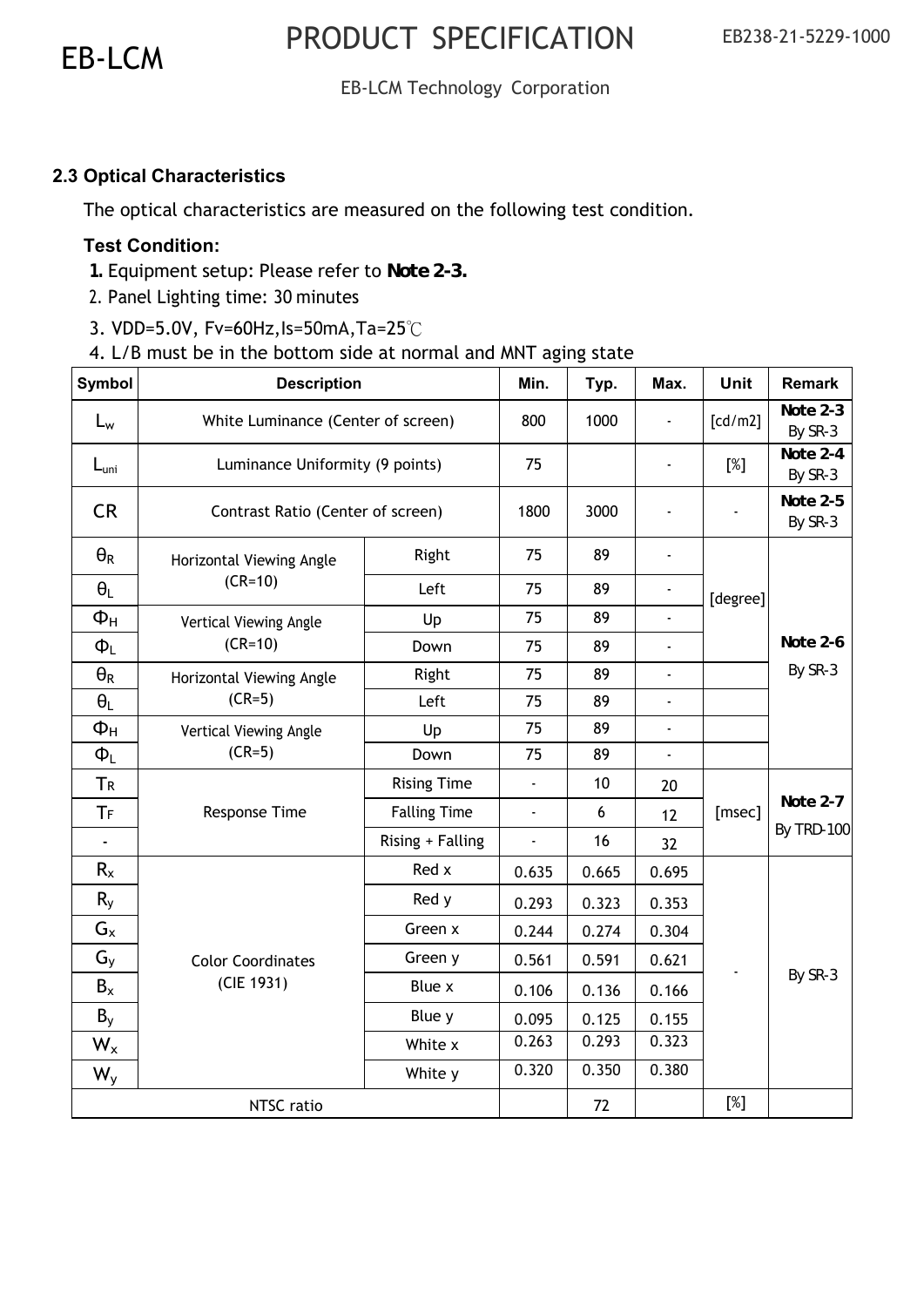### 2.3 Optical Characteristics

The optical characteristics are measured on the following test condition.

**Test Condition:**

1. Equipment setup: Please refer to **Note 2-3.**
2. Panel Lighting time: 30 minutes
3. VDD=5.0V, Fv=60Hz,Is=50mA,Ta=25℃
4. L/B must be in the bottom side at normal and MNT aging state

| Symbol | Description | | Min. | Typ. | Max. | Unit | Remark |
|---|---|---|---|---|---|---|---|
| $L_w$ | White Luminance (Center of screen) | | 800 | 1000 | - | [cd/m2] | **Note 2-3** By SR-3 |
| $L_{uni}$ | Luminance Uniformity (9 points) | | 75 | | - | [%] | **Note 2-4** By SR-3 |
| CR | Contrast Ratio (Center of screen) | | 1800 | 3000 | - | - | **Note 2-5** By SR-3 |
| $\theta_R$ | Horizontal Viewing Angle (CR=10) | Right | 75 | 89 | - | [degree] | **Note 2-6** By SR-3 |
| $\theta_L$ | | Left | 75 | 89 | - | | |
| $\Phi_H$ | Vertical Viewing Angle (CR=10) | Up | 75 | 89 | - | | |
| $\Phi_L$ | | Down | 75 | 89 | - | | |
| $\theta_R$ | Horizontal Viewing Angle (CR=5) | Right | 75 | 89 | - | | |
| $\theta_L$ | | Left | 75 | 89 | - | | |
| $\Phi_H$ | Vertical Viewing Angle (CR=5) | Up | 75 | 89 | - | | |
| $\Phi_L$ | | Down | 75 | 89 | - | | |
| $T_R$ | Response Time | Rising Time | - | 10 | 20 | [msec] | **Note 2-7** By TRD-100 |
| $T_F$ | | Falling Time | - | 6 | 12 | | |
| - | | Rising + Falling | - | 16 | 32 | | |
| $R_x$ | Color Coordinates (CIE 1931) | Red x | 0.635 | 0.665 | 0.695 | - | By SR-3 |
| $R_y$ | | Red y | 0.293 | 0.323 | 0.353 | | |
| $G_x$ | | Green x | 0.244 | 0.274 | 0.304 | | |
| $G_y$ | | Green y | 0.561 | 0.591 | 0.621 | | |
| $B_x$ | | Blue x | 0.106 | 0.136 | 0.166 | | |
| $B_y$ | | Blue y | 0.095 | 0.125 | 0.155 | | |
| $W_x$ | | White x | 0.263 | 0.293 | 0.323 | | |
| $W_y$ | | White y | 0.320 | 0.350 | 0.380 | | |
| NTSC ratio | | | | 72 | | [%] | |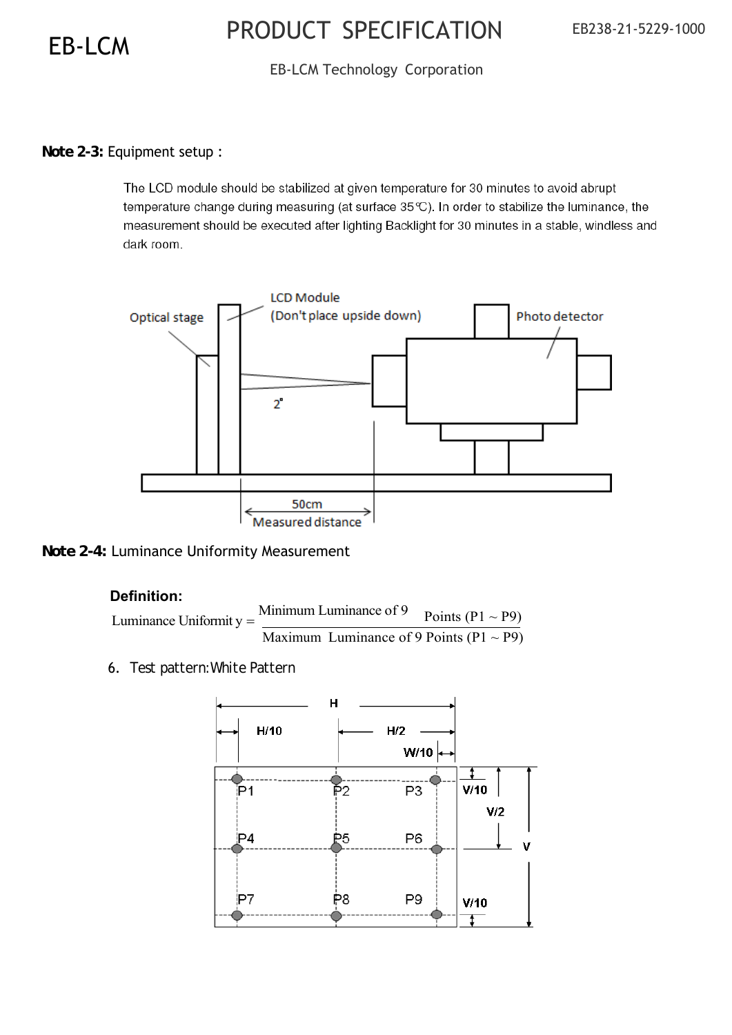**Note 2-3:** Equipment setup :

The LCD module should be stabilized at given temperature for 30 minutes to avoid abrupt temperature change during measuring (at surface 35℃). In order to stabilize the luminance, the measurement should be executed after lighting Backlight for 30 minutes in a stable, windless and dark room.

**Note 2-4:** Luminance Uniformity Measurement

**Definition:**

$$\text{Luminance Uniformity} = \frac{\text{Minimum Luminance of 9 Points (P1} \sim \text{P9)}}{\text{Maximum Luminance of 9 Points (P1} \sim \text{P9)}}$$

6. Test pattern: White Pattern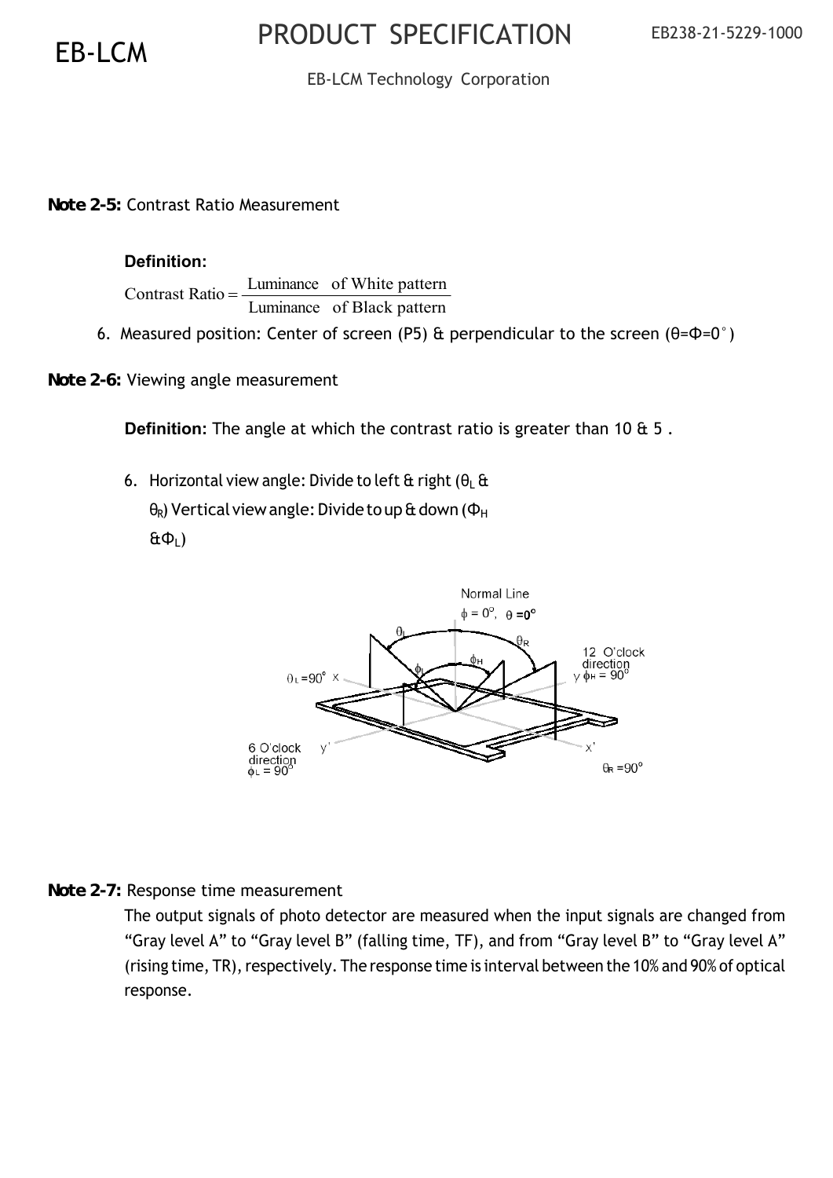**Note 2-5:** Contrast Ratio Measurement

**Definition:**

$$\text{Contrast Ratio} = \frac{\text{Luminance of White pattern}}{\text{Luminance of Black pattern}}$$

6. Measured position: Center of screen (P5) & perpendicular to the screen ($\theta=\Phi=0°$)

**Note 2-6:** Viewing angle measurement

**Definition:** The angle at which the contrast ratio is greater than 10 & 5 .

6. Horizontal view angle: Divide to left & right ($\theta_L$ & $\theta_R$) Vertical view angle: Divide to up & down ($\Phi_H$ & $\Phi_L$)

**Note 2-7:** Response time measurement

The output signals of photo detector are measured when the input signals are changed from "Gray level A" to "Gray level B" (falling time, TF), and from "Gray level B" to "Gray level A" (rising time, TR), respectively. The response time is interval between the 10% and 90% of optical response.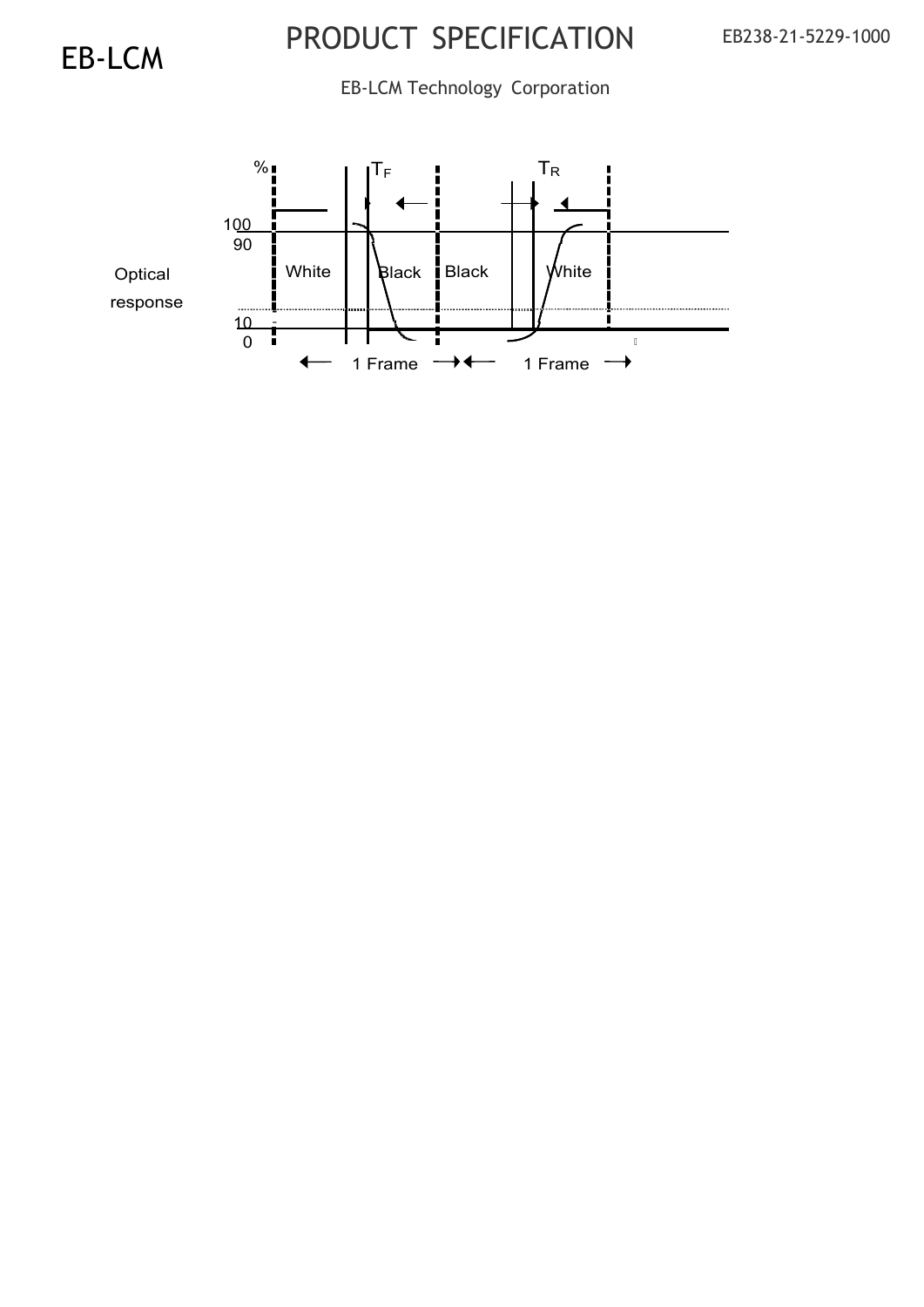Optical response

%

$T_F$

$T_R$

100

90

White

Black

Black

White

10

0

1 Frame

1 Frame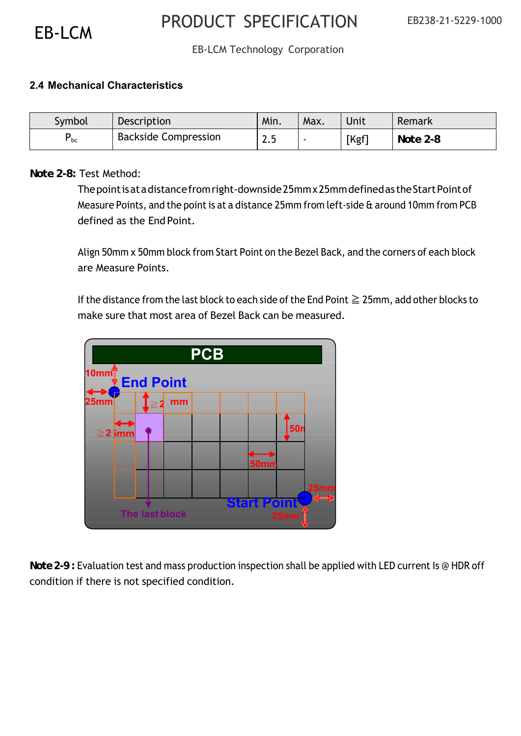### 2.4 Mechanical Characteristics

| Symbol | Description | Min. | Max. | Unit | Remark |
|---|---|---|---|---|---|
| $P_{bc}$ | Backside Compression | 2.5 | - | [Kgf] | **Note 2-8** |

**Note 2-8:** Test Method:

The point is at a distance from right-downside 25mm x 25mm defined as the Start Point of Measure Points, and the point is at a distance 25mm from left-side & around 10mm from PCB defined as the End Point.

Align 50mm x 50mm block from Start Point on the Bezel Back, and the corners of each block are Measure Points.

If the distance from the last block to each side of the End Point ≧ 25mm, add other blocks to make sure that most area of Bezel Back can be measured.

**Note 2-9 :** Evaluation test and mass production inspection shall be applied with LED current Is @ HDR off condition if there is not specified condition.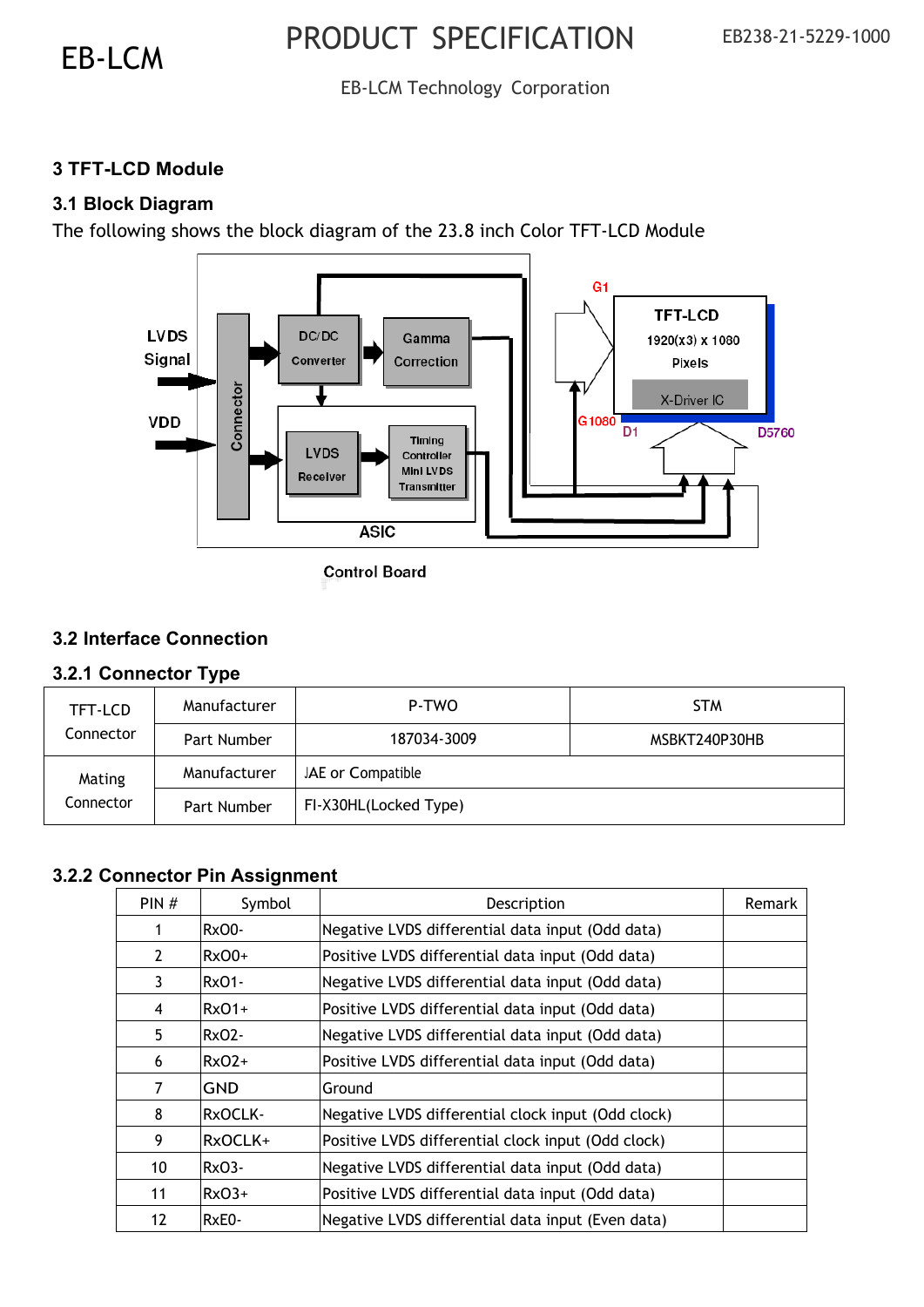## 3 TFT-LCD Module

### 3.1 Block Diagram

The following shows the block diagram of the 23.8 inch Color TFT-LCD Module

LVDS Signal

VDD

Connector

DC/DC Converter

Gamma Correction

LVDS Receiver

Timing Controller Mini LVDS Transmitter

ASIC

G1

G1080

TFT-LCD 1920(x3) x 1080 Pixels

X-Driver IC

D1

D5760

Control Board

### 3.2 Interface Connection

#### 3.2.1 Connector Type

| | | | |
|---|---|---|---|
| TFT-LCD Connector | Manufacturer | P-TWO | STM |
| | Part Number | 187034-3009 | MSBKT240P30HB |
| Mating Connector | Manufacturer | JAE or Compatible | |
| | Part Number | FI-X30HL(Locked Type) | |

#### 3.2.2 Connector Pin Assignment

| PIN # | Symbol | Description | Remark |
|---|---|---|---|
| 1 | RxO0- | Negative LVDS differential data input (Odd data) | |
| 2 | RxO0+ | Positive LVDS differential data input (Odd data) | |
| 3 | RxO1- | Negative LVDS differential data input (Odd data) | |
| 4 | RxO1+ | Positive LVDS differential data input (Odd data) | |
| 5 | RxO2- | Negative LVDS differential data input (Odd data) | |
| 6 | RxO2+ | Positive LVDS differential data input (Odd data) | |
| 7 | GND | Ground | |
| 8 | RxOCLK- | Negative LVDS differential clock input (Odd clock) | |
| 9 | RxOCLK+ | Positive LVDS differential clock input (Odd clock) | |
| 10 | RxO3- | Negative LVDS differential data input (Odd data) | |
| 11 | RxO3+ | Positive LVDS differential data input (Odd data) | |
| 12 | RxE0- | Negative LVDS differential data input (Even data) | |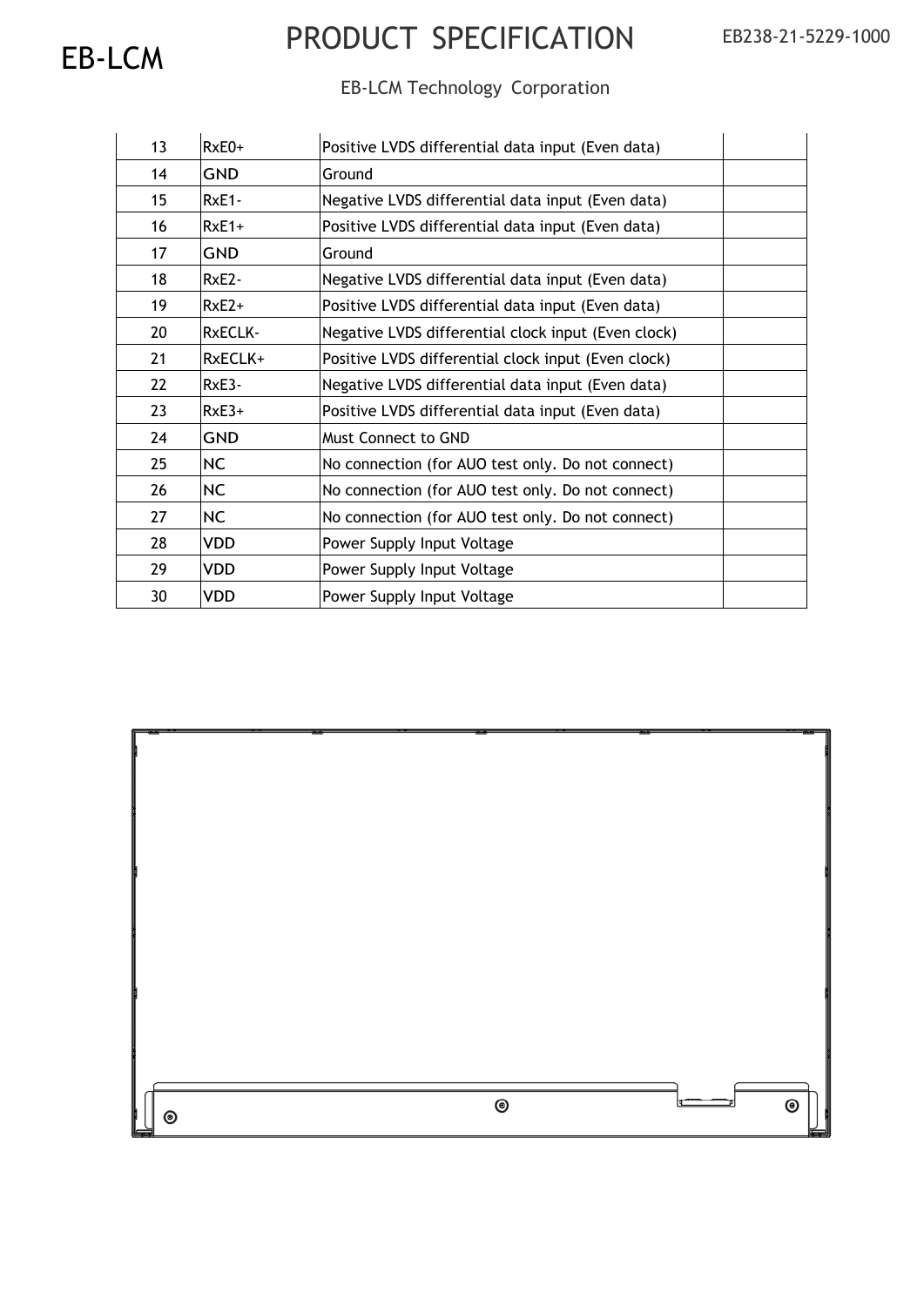| | | | |
|---|---|---|---|
| 13 | RxE0+ | Positive LVDS differential data input (Even data) | |
| 14 | GND | Ground | |
| 15 | RxE1- | Negative LVDS differential data input (Even data) | |
| 16 | RxE1+ | Positive LVDS differential data input (Even data) | |
| 17 | GND | Ground | |
| 18 | RxE2- | Negative LVDS differential data input (Even data) | |
| 19 | RxE2+ | Positive LVDS differential data input (Even data) | |
| 20 | RxECLK- | Negative LVDS differential clock input (Even clock) | |
| 21 | RxECLK+ | Positive LVDS differential clock input (Even clock) | |
| 22 | RxE3- | Negative LVDS differential data input (Even data) | |
| 23 | RxE3+ | Positive LVDS differential data input (Even data) | |
| 24 | GND | Must Connect to GND | |
| 25 | NC | No connection (for AUO test only. Do not connect) | |
| 26 | NC | No connection (for AUO test only. Do not connect) | |
| 27 | NC | No connection (for AUO test only. Do not connect) | |
| 28 | VDD | Power Supply Input Voltage | |
| 29 | VDD | Power Supply Input Voltage | |
| 30 | VDD | Power Supply Input Voltage | |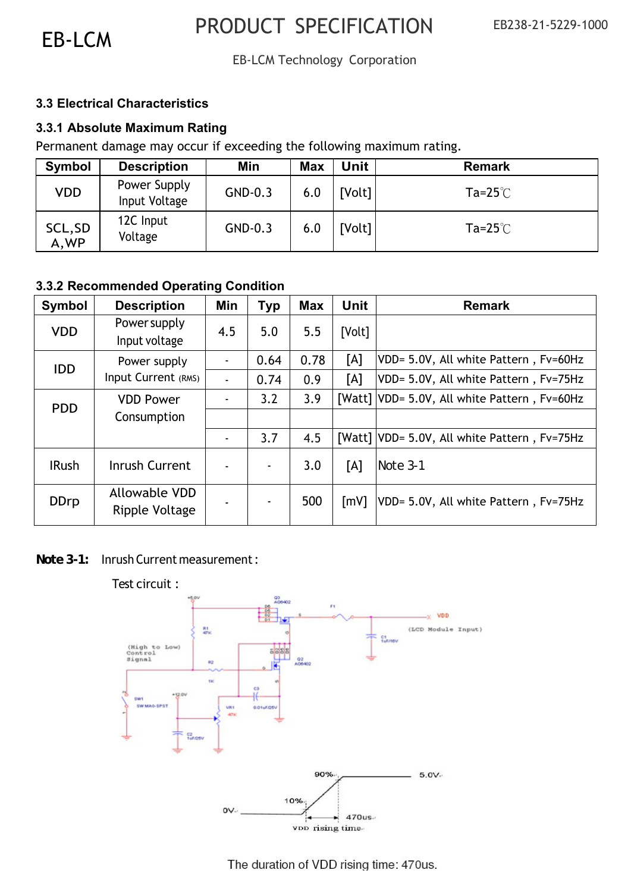### 3.3 Electrical Characteristics

#### 3.3.1 Absolute Maximum Rating

Permanent damage may occur if exceeding the following maximum rating.

| Symbol | Description | Min | Max | Unit | Remark |
|---|---|---|---|---|---|
| VDD | Power Supply Input Voltage | GND-0.3 | 6.0 | [Volt] | Ta=25℃ |
| SCL,SDA,WP | 12C Input Voltage | GND-0.3 | 6.0 | [Volt] | Ta=25℃ |

#### 3.3.2 Recommended Operating Condition

| Symbol | Description | Min | Typ | Max | Unit | Remark |
|---|---|---|---|---|---|---|
| VDD | Power supply Input voltage | 4.5 | 5.0 | 5.5 | [Volt] | |
| IDD | Power supply Input Current (RMS) | - | 0.64 | 0.78 | [A] | VDD= 5.0V, All white Pattern , Fv=60Hz |
| | | - | 0.74 | 0.9 | [A] | VDD= 5.0V, All white Pattern , Fv=75Hz |
| PDD | VDD Power Consumption | - | 3.2 | 3.9 | [Watt] | VDD= 5.0V, All white Pattern , Fv=60Hz |
| | | | | | | |
| | | - | 3.7 | 4.5 | [Watt] | VDD= 5.0V, All white Pattern , Fv=75Hz |
| IRush | Inrush Current | - | - | 3.0 | [A] | Note 3-1 |
| DDrp | Allowable VDD Ripple Voltage | - | - | 500 | [mV] | VDD= 5.0V, All white Pattern , Fv=75Hz |

**Note 3-1:** Inrush Current measurement :

Test circuit :

The duration of VDD rising time: 470us.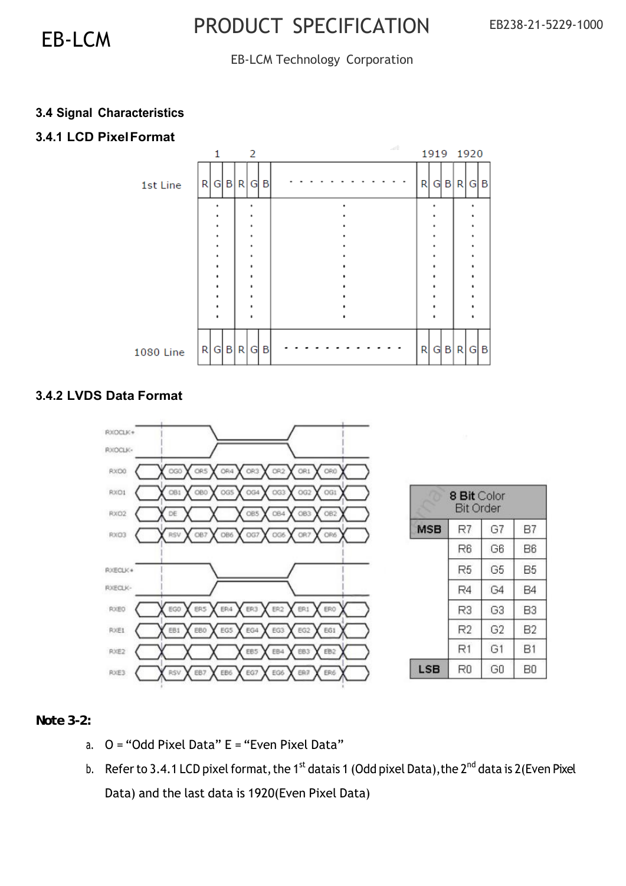### 3.4 Signal Characteristics

#### 3.4.1 LCD Pixel Format

|  | 1 | | | 2 | | | ... | 1919 | | | 1920 | | |
|---|---|---|---|---|---|---|---|---|---|---|---|---|---|
| 1st Line | R | G | B | R | G | B | ............ | R | G | B | R | G | B |
| : | : | | | : | | | : | : | | | : | | |
| 1080 Line | R | G | B | R | G | B | ............ | R | G | B | R | G | B |

#### 3.4.2 LVDS Data Format

| Signal | | | | | | | |
|---|---|---|---|---|---|---|---|
| RXOCLK+ / RXOCLK- | | | | | | | |
| RXO0 | OG0 | OR5 | OR4 | OR3 | OR2 | OR1 | OR0 |
| RXO1 | OB1 | OB0 | OG5 | OG4 | OG3 | OG2 | OG1 |
| RXO2 | DE | | | OB5 | OB4 | OB3 | OB2 |
| RXO3 | RSV | OB7 | OB6 | OG7 | OG6 | OR7 | OR6 |
| RXECLK+ / RXECLK- | | | | | | | |
| RXE0 | EG0 | ER5 | ER4 | ER3 | ER2 | ER1 | ER0 |
| RXE1 | EB1 | EB0 | EG5 | EG4 | EG3 | EG2 | EG1 |
| RXE2 | | | | EB5 | EB4 | EB3 | EB2 |
| RXE3 | RSV | EB7 | EB6 | EG7 | EG6 | ER7 | ER6 |

| 8 Bit Color Bit Order | | | |
|---|---|---|---|
| MSB | R7 | G7 | B7 |
| | R6 | G6 | B6 |
| | R5 | G5 | B5 |
| | R4 | G4 | B4 |
| | R3 | G3 | B3 |
| | R2 | G2 | B2 |
| | R1 | G1 | B1 |
| LSB | R0 | G0 | B0 |

**Note 3-2:**

a. O = “Odd Pixel Data” E = “Even Pixel Data”

b. Refer to 3.4.1 LCD pixel format, the 1st data is 1 (Odd pixel Data), the 2nd data is 2 (Even Pixel Data) and the last data is 1920 (Even Pixel Data)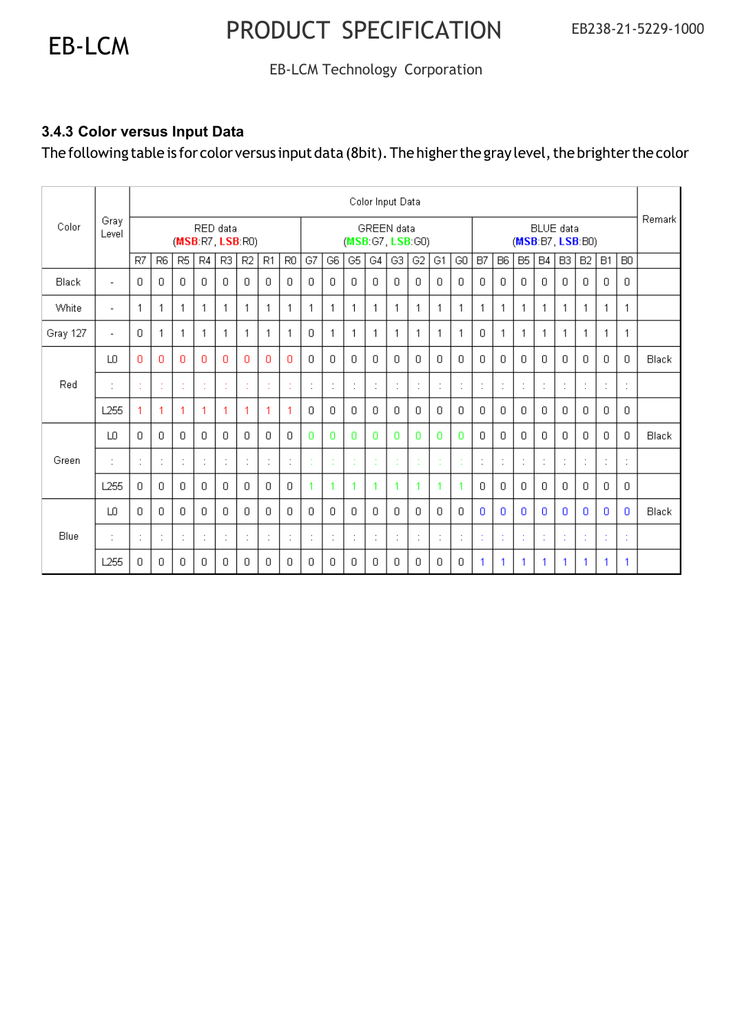### 3.4.3 Color versus Input Data

The following table is for color versus input data (8bit). The higher the gray level, the brighter the color

| Color | Gray Level | Color Input Data | | | | | | | | | | | | | | | | | | | | | | | | Remark |
|---|---|---|---|---|---|---|---|---|---|---|---|---|---|---|---|---|---|---|---|---|---|---|---|---|---|---|
| | | RED data (**MSB**:R7, **LSB**:R0) | | | | | | | | GREEN data (**MSB**:G7, **LSB**:G0) | | | | | | | | BLUE data (**MSB**:B7, **LSB**:B0) | | | | | | | | |
| | | R7 | R6 | R5 | R4 | R3 | R2 | R1 | R0 | G7 | G6 | G5 | G4 | G3 | G2 | G1 | G0 | B7 | B6 | B5 | B4 | B3 | B2 | B1 | B0 | |
| Black | - | 0 | 0 | 0 | 0 | 0 | 0 | 0 | 0 | 0 | 0 | 0 | 0 | 0 | 0 | 0 | 0 | 0 | 0 | 0 | 0 | 0 | 0 | 0 | 0 | |
| White | - | 1 | 1 | 1 | 1 | 1 | 1 | 1 | 1 | 1 | 1 | 1 | 1 | 1 | 1 | 1 | 1 | 1 | 1 | 1 | 1 | 1 | 1 | 1 | 1 | |
| Gray 127 | - | 0 | 1 | 1 | 1 | 1 | 1 | 1 | 1 | 0 | 1 | 1 | 1 | 1 | 1 | 1 | 1 | 0 | 1 | 1 | 1 | 1 | 1 | 1 | 1 | |
| Red | L0 | 0 | 0 | 0 | 0 | 0 | 0 | 0 | 0 | 0 | 0 | 0 | 0 | 0 | 0 | 0 | 0 | 0 | 0 | 0 | 0 | 0 | 0 | 0 | 0 | Black |
| | : | : | : | : | : | : | : | : | : | : | : | : | : | : | : | : | : | : | : | : | : | : | : | : | : | |
| | L255 | 1 | 1 | 1 | 1 | 1 | 1 | 1 | 1 | 0 | 0 | 0 | 0 | 0 | 0 | 0 | 0 | 0 | 0 | 0 | 0 | 0 | 0 | 0 | 0 | |
| Green | L0 | 0 | 0 | 0 | 0 | 0 | 0 | 0 | 0 | 0 | 0 | 0 | 0 | 0 | 0 | 0 | 0 | 0 | 0 | 0 | 0 | 0 | 0 | 0 | 0 | Black |
| | : | : | : | : | : | : | : | : | : | : | : | : | : | : | : | : | : | : | : | : | : | : | : | : | : | |
| | L255 | 0 | 0 | 0 | 0 | 0 | 0 | 0 | 0 | 1 | 1 | 1 | 1 | 1 | 1 | 1 | 1 | 0 | 0 | 0 | 0 | 0 | 0 | 0 | 0 | |
| Blue | L0 | 0 | 0 | 0 | 0 | 0 | 0 | 0 | 0 | 0 | 0 | 0 | 0 | 0 | 0 | 0 | 0 | 0 | 0 | 0 | 0 | 0 | 0 | 0 | 0 | Black |
| | : | : | : | : | : | : | : | : | : | : | : | : | : | : | : | : | : | : | : | : | : | : | : | : | : | |
| | L255 | 0 | 0 | 0 | 0 | 0 | 0 | 0 | 0 | 0 | 0 | 0 | 0 | 0 | 0 | 0 | 0 | 1 | 1 | 1 | 1 | 1 | 1 | 1 | 1 | |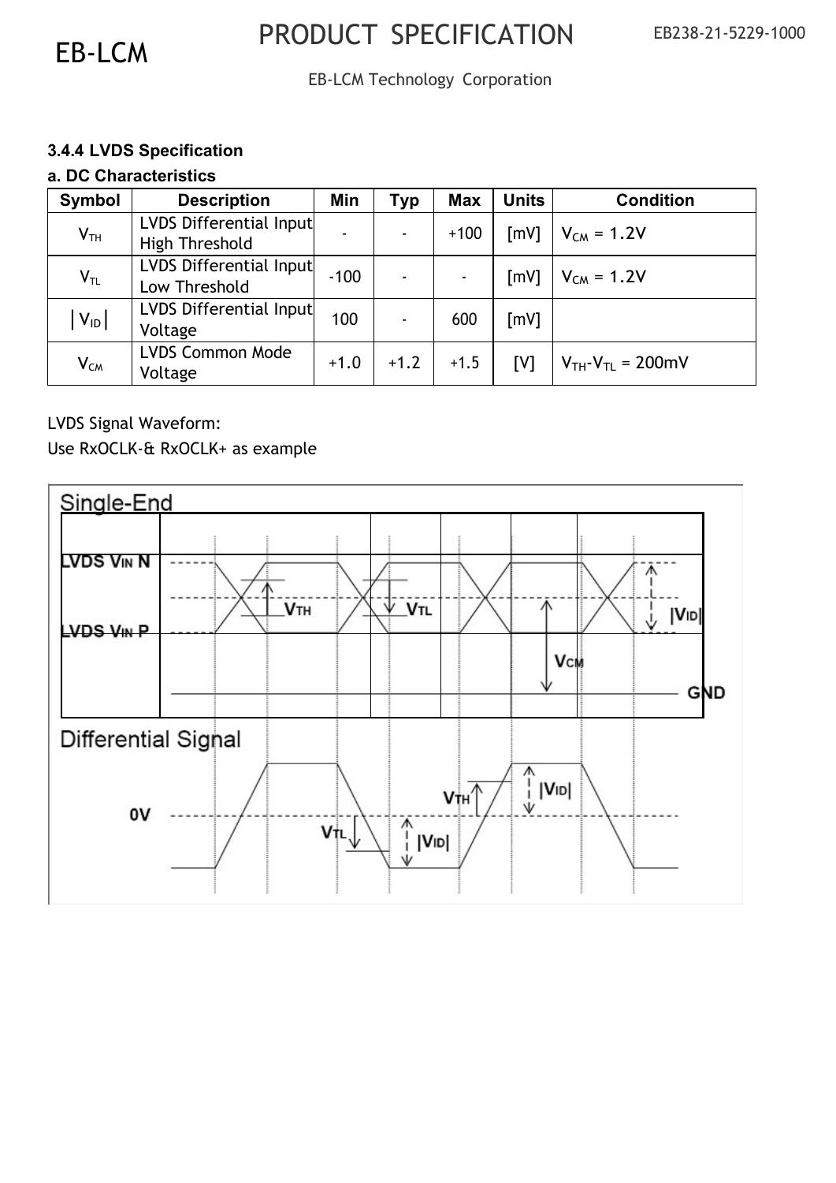### 3.4.4 LVDS Specification

**a. DC Characteristics**

| Symbol | Description | Min | Typ | Max | Units | Condition |
|---|---|---|---|---|---|---|
| $V_{TH}$ | LVDS Differential Input High Threshold | - | - | +100 | [mV] | $V_{CM}$ = 1.2V |
| $V_{TL}$ | LVDS Differential Input Low Threshold | -100 | - | - | [mV] | $V_{CM}$ = 1.2V |
| $\|V_{ID}\|$ | LVDS Differential Input Voltage | 100 | - | 600 | [mV] | |
| $V_{CM}$ | LVDS Common Mode Voltage | +1.0 | +1.2 | +1.5 | [V] | $V_{TH}$-$V_{TL}$ = 200mV |

LVDS Signal Waveform:

Use RxOCLK-& RxOCLK+ as example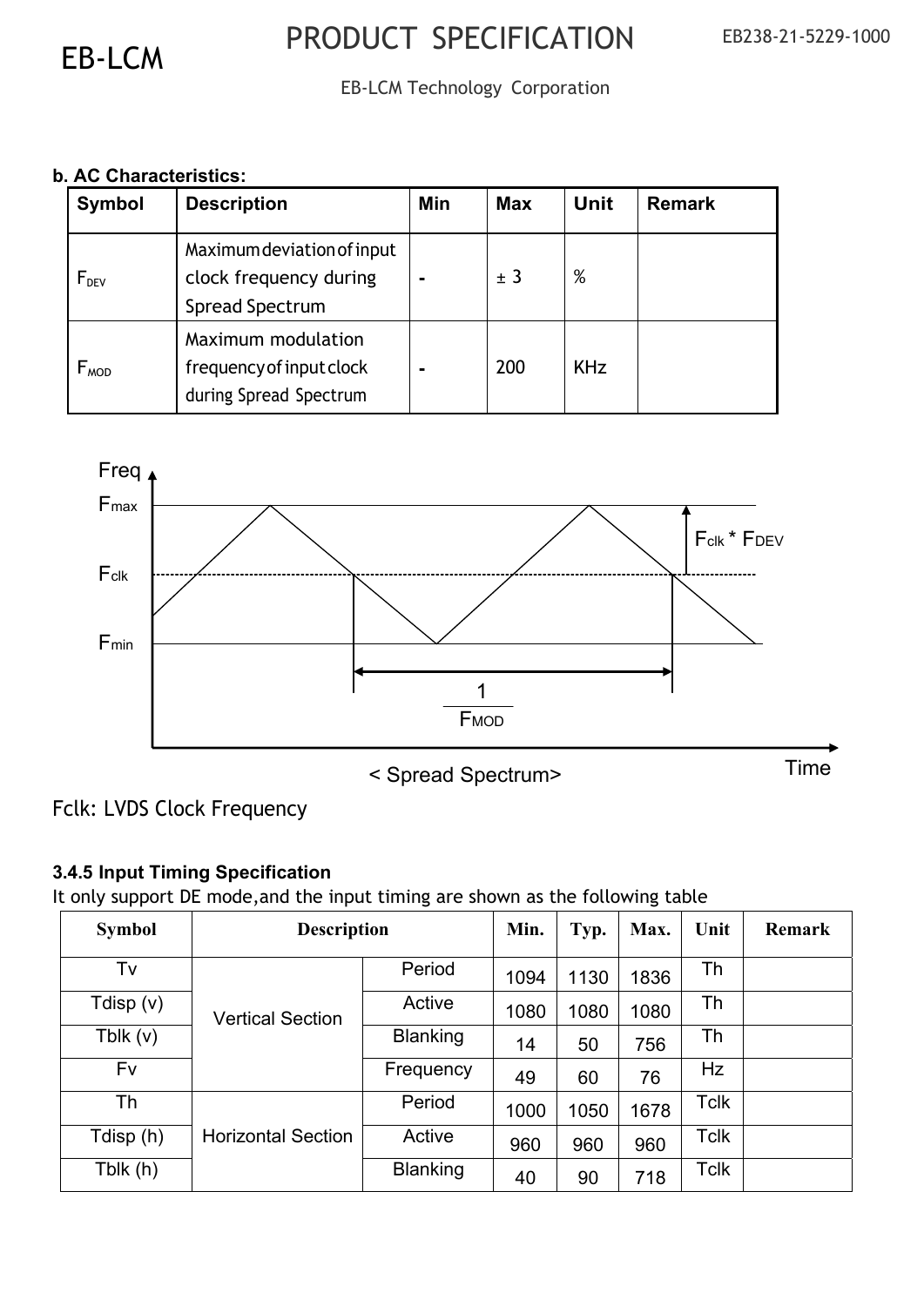**b. AC Characteristics:**

| Symbol | Description | Min | Max | Unit | Remark |
|---|---|---|---|---|---|
| $F_{DEV}$ | Maximum deviation of input clock frequency during Spread Spectrum | - | ± 3 | % | |
| $F_{MOD}$ | Maximum modulation frequency of input clock during Spread Spectrum | - | 200 | KHz | |

Freq, $F_{max}$, $F_{clk}$, $F_{min}$, $F_{clk} * F_{DEV}$, $\frac{1}{F_{MOD}}$, Time

< Spread Spectrum>

Fclk: LVDS Clock Frequency

**3.4.5 Input Timing Specification**

It only support DE mode,and the input timing are shown as the following table

| Symbol | Description | | Min. | Typ. | Max. | Unit | Remark |
|---|---|---|---|---|---|---|---|
| Tv | Vertical Section | Period | 1094 | 1130 | 1836 | Th | |
| Tdisp (v) | | Active | 1080 | 1080 | 1080 | Th | |
| Tblk (v) | | Blanking | 14 | 50 | 756 | Th | |
| Fv | | Frequency | 49 | 60 | 76 | Hz | |
| Th | Horizontal Section | Period | 1000 | 1050 | 1678 | Tclk | |
| Tdisp (h) | | Active | 960 | 960 | 960 | Tclk | |
| Tblk (h) | | Blanking | 40 | 90 | 718 | Tclk | |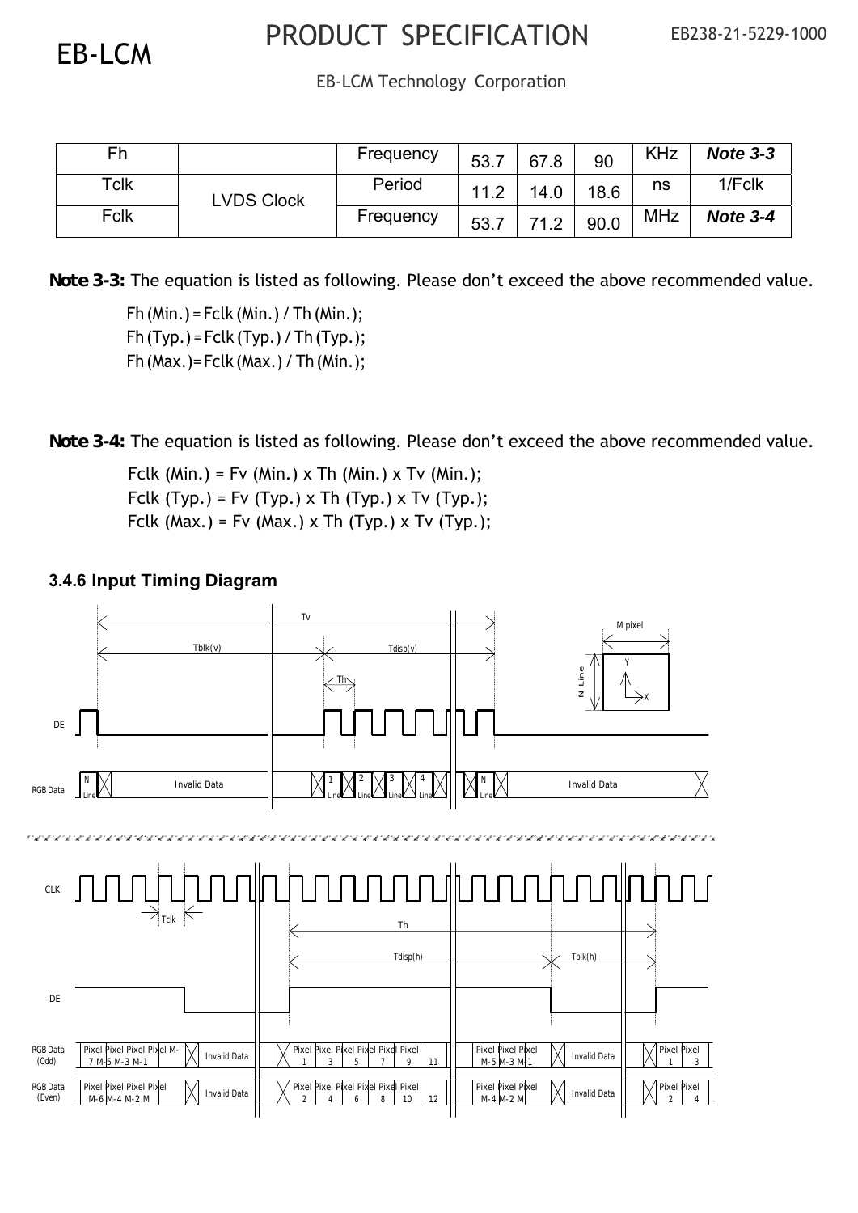| Fh |  | Frequency | 53.7 | 67.8 | 90 | KHz | ***Note 3-3*** |
|---|---|---|---|---|---|---|---|
| Tclk | LVDS Clock | Period | 11.2 | 14.0 | 18.6 | ns | 1/Fclk |
| Fclk |  | Frequency | 53.7 | 71.2 | 90.0 | MHz | ***Note 3-4*** |

**Note 3-3:** The equation is listed as following. Please don't exceed the above recommended value.

Fh (Min.) = Fclk (Min.) / Th (Min.);
Fh (Typ.) = Fclk (Typ.) / Th (Typ.);
Fh (Max.)= Fclk (Max.) / Th (Min.);

**Note 3-4:** The equation is listed as following. Please don't exceed the above recommended value.

Fclk (Min.) = Fv (Min.) x Th (Min.) x Tv (Min.);
Fclk (Typ.) = Fv (Typ.) x Th (Typ.) x Tv (Typ.);
Fclk (Max.) = Fv (Max.) x Th (Typ.) x Tv (Typ.);

### 3.4.6 Input Timing Diagram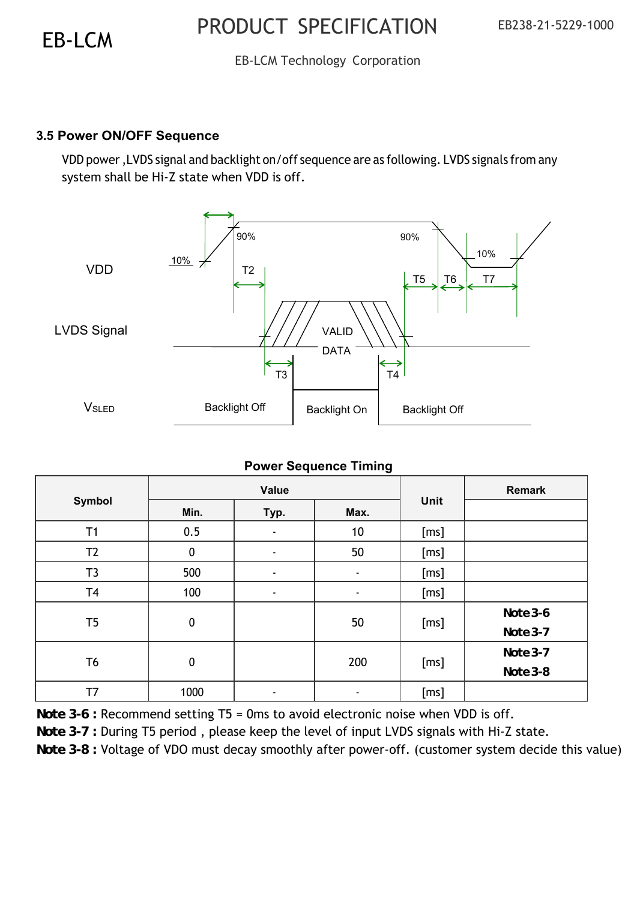### 3.5 Power ON/OFF Sequence

VDD power ,LVDS signal and backlight on/off sequence are as following. LVDS signals from any system shall be Hi-Z state when VDD is off.

**Power Sequence Timing**

| Symbol | Value | | | Unit | Remark |
|---|---|---|---|---|---|
| | Min. | Typ. | Max. | | |
| T1 | 0.5 | - | 10 | [ms] | |
| T2 | 0 | - | 50 | [ms] | |
| T3 | 500 | - | - | [ms] | |
| T4 | 100 | - | - | [ms] | |
| T5 | 0 | | 50 | [ms] | **Note 3-6** **Note 3-7** |
| T6 | 0 | | 200 | [ms] | **Note 3-7** **Note 3-8** |
| T7 | 1000 | - | - | [ms] | |

**Note 3-6 :** Recommend setting T5 = 0ms to avoid electronic noise when VDD is off.

**Note 3-7 :** During T5 period , please keep the level of input LVDS signals with Hi-Z state.

**Note 3-8 :** Voltage of VDO must decay smoothly after power-off. (customer system decide this value)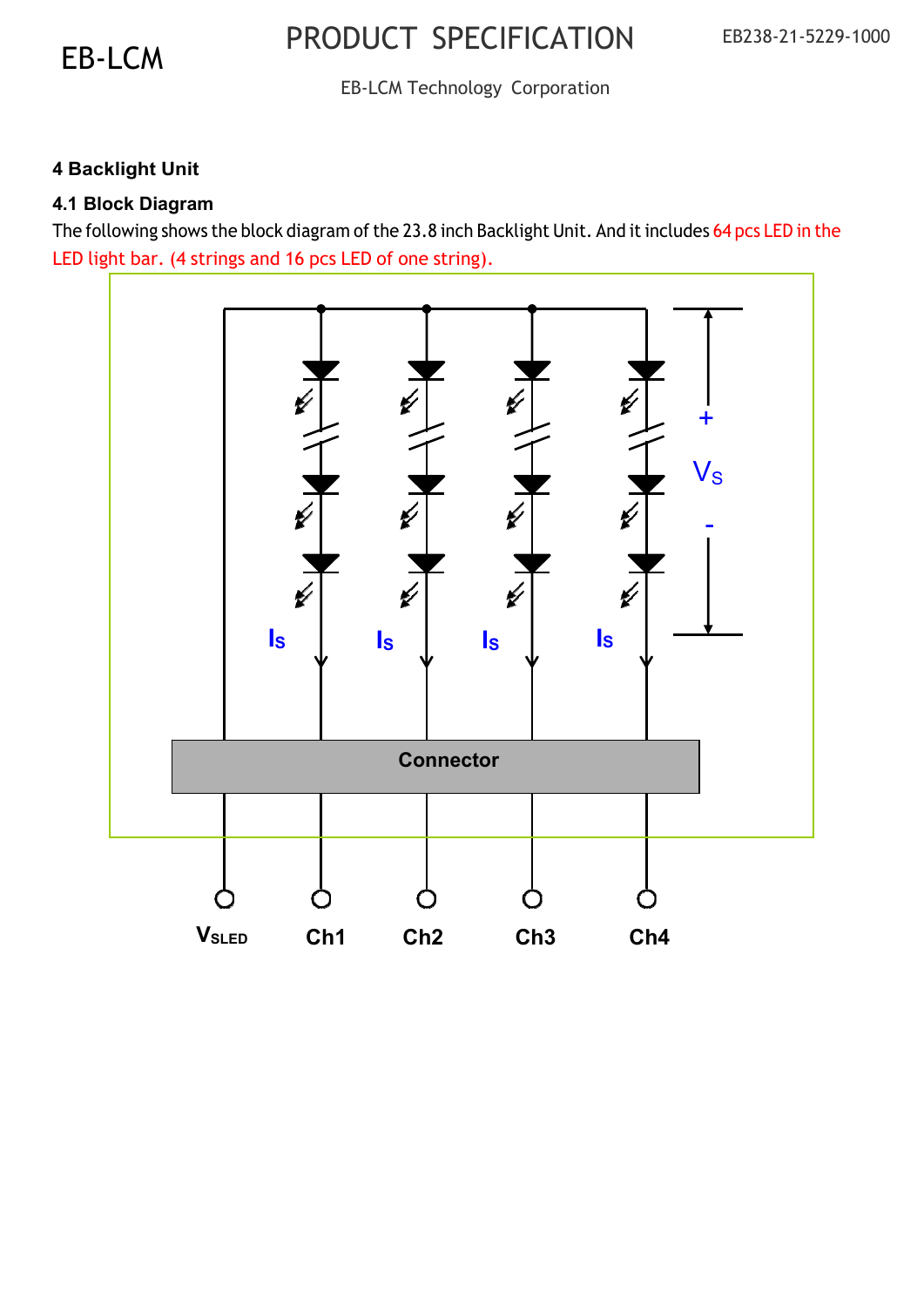## 4 Backlight Unit

### 4.1 Block Diagram

The following shows the block diagram of the 23.8 inch Backlight Unit. And it includes 64 pcs LED in the LED light bar. (4 strings and 16 pcs LED of one string).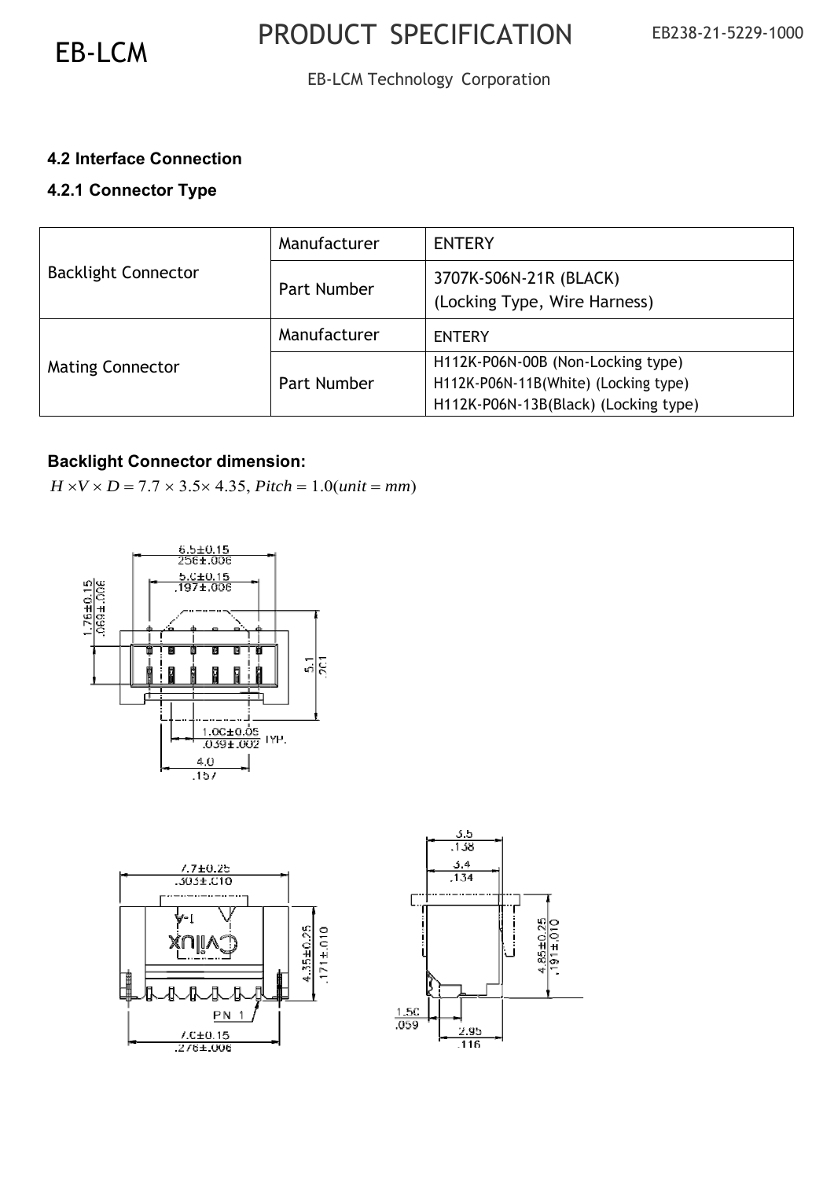### 4.2 Interface Connection

#### 4.2.1 Connector Type

| | | |
|---|---|---|
| Backlight Connector | Manufacturer | ENTERY |
| | Part Number | 3707K-S06N-21R (BLACK)<br>(Locking Type, Wire Harness) |
| Mating Connector | Manufacturer | ENTERY |
| | Part Number | H112K-P06N-00B (Non-Locking type)<br>H112K-P06N-11B(White) (Locking type)<br>H112K-P06N-13B(Black) (Locking type) |

**Backlight Connector dimension:**

$H \times V \times D = 7.7 \times 3.5 \times 4.35,\ Pitch = 1.0(unit = mm)$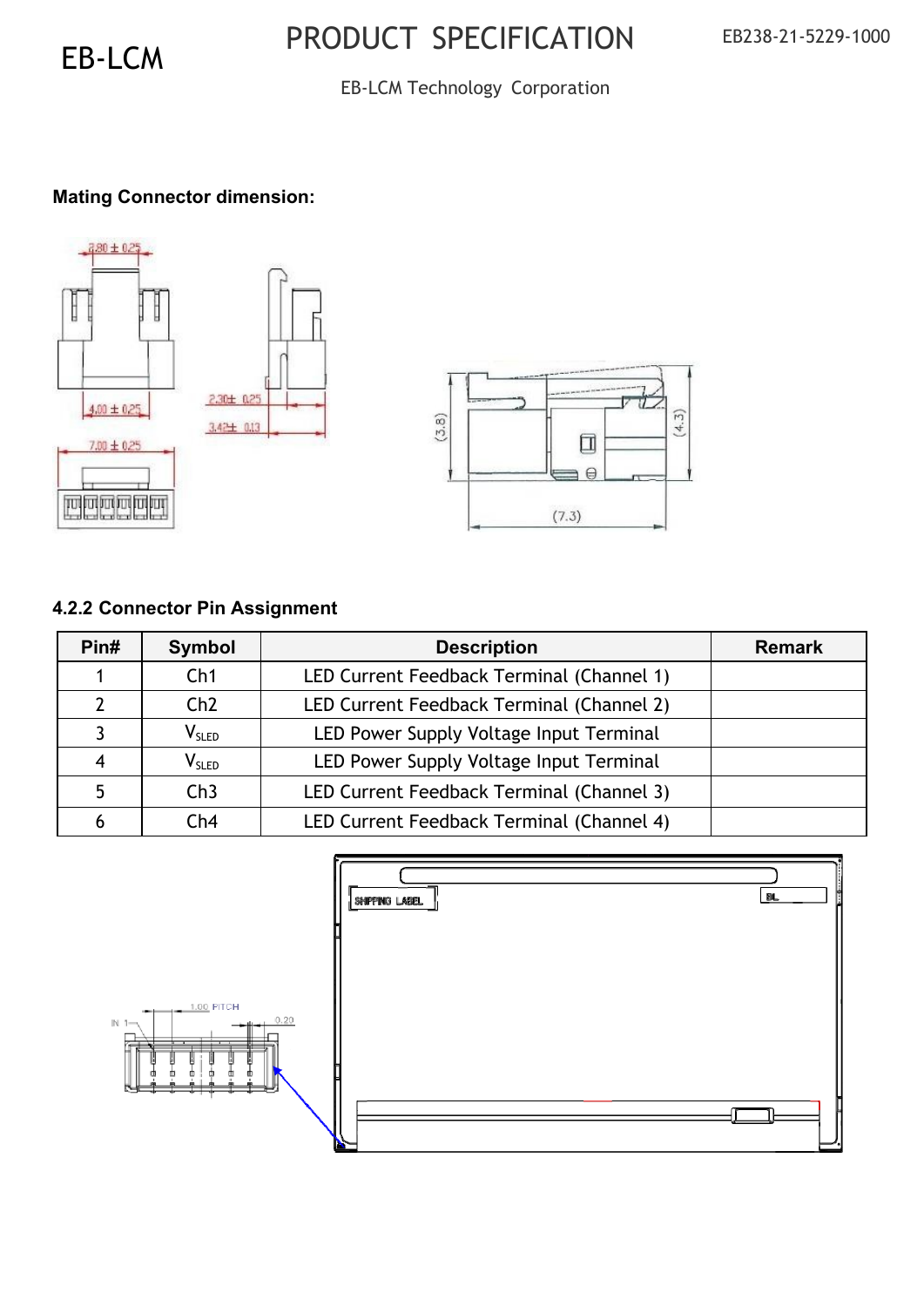**Mating Connector dimension:**

### 4.2.2 Connector Pin Assignment

| Pin# | Symbol | Description | Remark |
|---|---|---|---|
| 1 | Ch1 | LED Current Feedback Terminal (Channel 1) | |
| 2 | Ch2 | LED Current Feedback Terminal (Channel 2) | |
| 3 | $V_{SLED}$ | LED Power Supply Voltage Input Terminal | |
| 4 | $V_{SLED}$ | LED Power Supply Voltage Input Terminal | |
| 5 | Ch3 | LED Current Feedback Terminal (Channel 3) | |
| 6 | Ch4 | LED Current Feedback Terminal (Channel 4) | |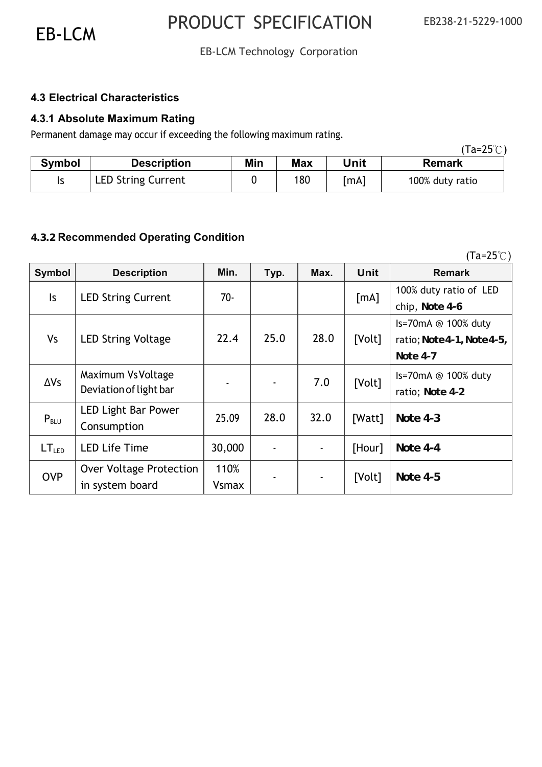### 4.3 Electrical Characteristics

#### 4.3.1 Absolute Maximum Rating

Permanent damage may occur if exceeding the following maximum rating.

(Ta=25℃)

| Symbol | Description | Min | Max | Unit | Remark |
|---|---|---|---|---|---|
| Is | LED String Current | 0 | 180 | [mA] | 100% duty ratio |

#### 4.3.2 Recommended Operating Condition

(Ta=25℃)

| Symbol | Description | Min. | Typ. | Max. | Unit | Remark |
|---|---|---|---|---|---|---|
| Is | LED String Current | 70- | | | [mA] | 100% duty ratio of LED chip, **Note 4-6** |
| Vs | LED String Voltage | 22.4 | 25.0 | 28.0 | [Volt] | Is=70mA @ 100% duty ratio; **Note4-1, Note4-5, Note 4-7** |
| ΔVs | Maximum Vs Voltage Deviation of light bar | - | - | 7.0 | [Volt] | Is=70mA @ 100% duty ratio; **Note 4-2** |
| $P_{BLU}$ | LED Light Bar Power Consumption | 25.09 | 28.0 | 32.0 | [Watt] | **Note 4-3** |
| $LT_{LED}$ | LED Life Time | 30,000 | - | - | [Hour] | **Note 4-4** |
| OVP | Over Voltage Protection in system board | 110% Vsmax | - | - | [Volt] | **Note 4-5** |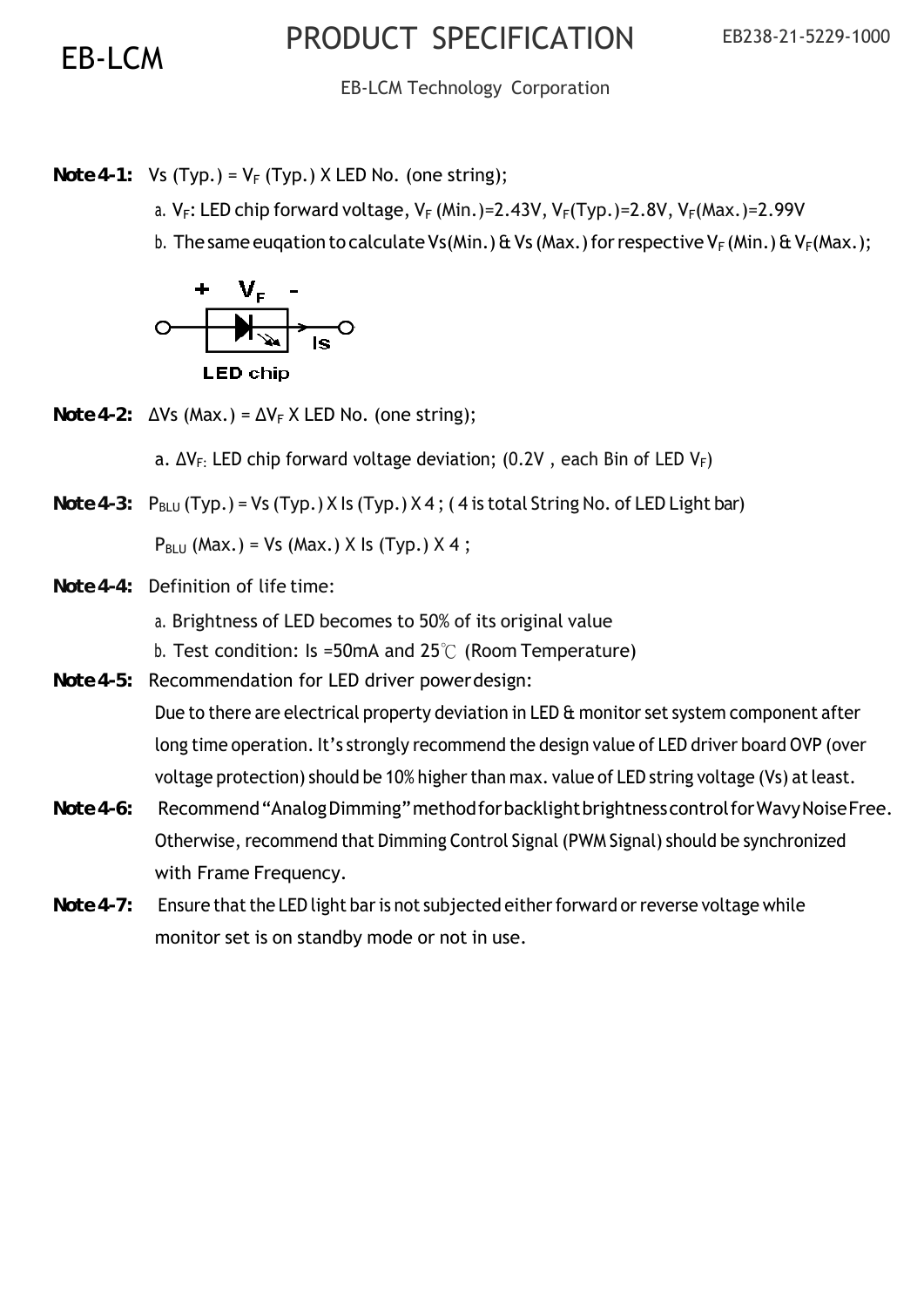**Note 4-1:** Vs (Typ.) = $V_F$ (Typ.) X LED No. (one string);

a. $V_F$: LED chip forward voltage, $V_F$ (Min.)=2.43V, $V_F$(Typ.)=2.8V, $V_F$(Max.)=2.99V

b. The same euqation to calculate Vs(Min.) & Vs (Max.) for respective $V_F$ (Min.) & $V_F$(Max.);

+ $V_F$ -

Is

LED chip

**Note 4-2:** ΔVs (Max.) = $\Delta V_F$ X LED No. (one string);

a. $\Delta V_F$: LED chip forward voltage deviation; (0.2V , each Bin of LED $V_F$)

**Note 4-3:** $P_{BLU}$ (Typ.) = Vs (Typ.) X Is (Typ.) X 4 ; ( 4 is total String No. of LED Light bar)

$P_{BLU}$ (Max.) = Vs (Max.) X Is (Typ.) X 4 ;

**Note 4-4:** Definition of life time:

a. Brightness of LED becomes to 50% of its original value

b. Test condition: Is =50mA and 25℃ (Room Temperature)

**Note 4-5:** Recommendation for LED driver power design:

Due to there are electrical property deviation in LED & monitor set system component after long time operation. It's strongly recommend the design value of LED driver board OVP (over voltage protection) should be 10% higher than max. value of LED string voltage (Vs) at least.

**Note 4-6:** Recommend "Analog Dimming" method for backlight brightness control for Wavy Noise Free. Otherwise, recommend that Dimming Control Signal (PWM Signal) should be synchronized with Frame Frequency.

**Note 4-7:** Ensure that the LED light bar is not subjected either forward or reverse voltage while monitor set is on standby mode or not in use.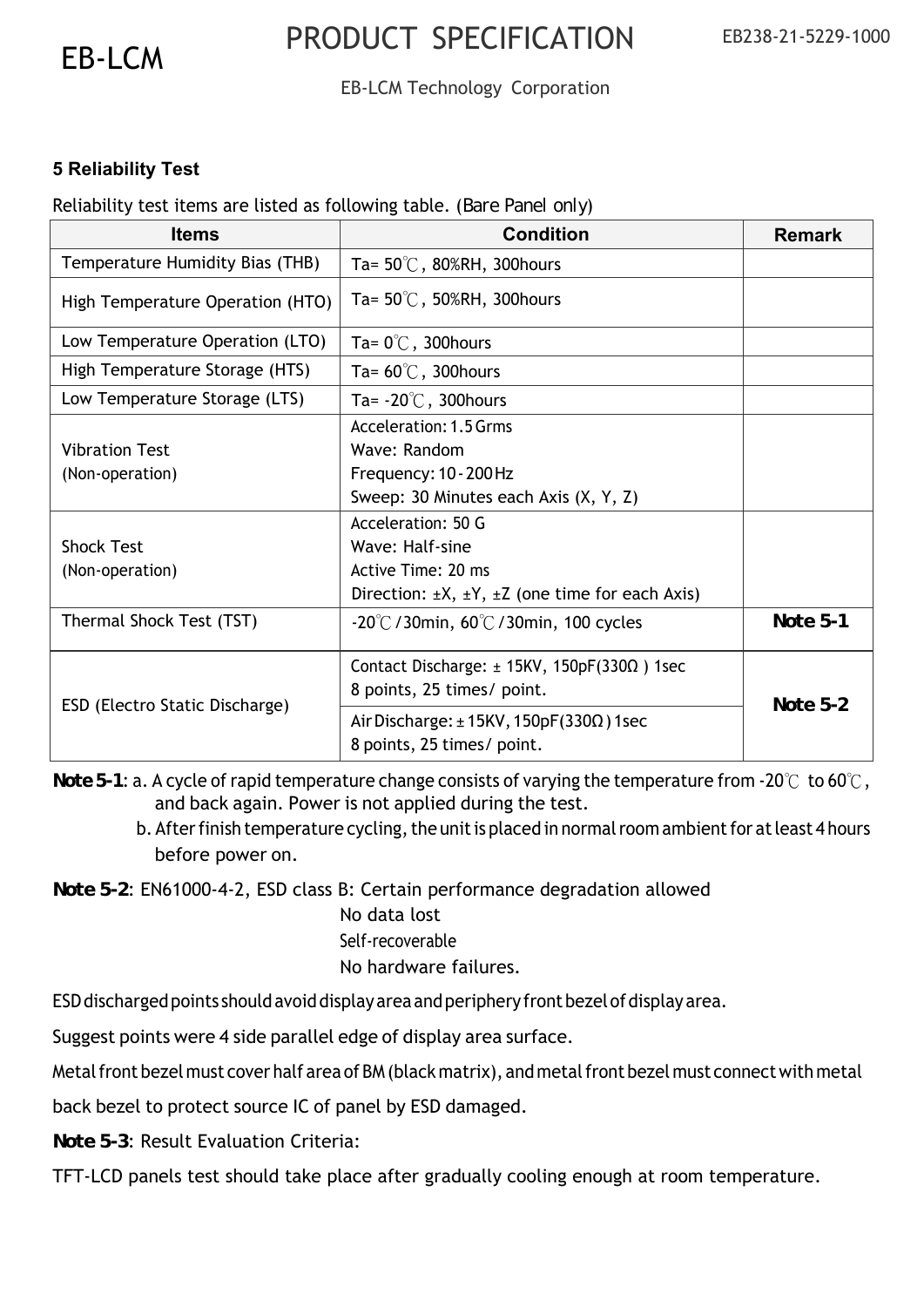## 5 Reliability Test

Reliability test items are listed as following table. (Bare Panel only)

| Items | Condition | Remark |
|---|---|---|
| Temperature Humidity Bias (THB) | Ta= 50℃, 80%RH, 300hours | |
| High Temperature Operation (HTO) | Ta= 50℃, 50%RH, 300hours | |
| Low Temperature Operation (LTO) | Ta= 0℃, 300hours | |
| High Temperature Storage (HTS) | Ta= 60℃, 300hours | |
| Low Temperature Storage (LTS) | Ta= -20℃, 300hours | |
| Vibration Test (Non-operation) | Acceleration: 1.5 Grms<br>Wave: Random<br>Frequency: 10 - 200 Hz<br>Sweep: 30 Minutes each Axis (X, Y, Z) | |
| Shock Test (Non-operation) | Acceleration: 50 G<br>Wave: Half-sine<br>Active Time: 20 ms<br>Direction: ±X, ±Y, ±Z (one time for each Axis) | |
| Thermal Shock Test (TST) | -20℃/30min, 60℃/30min, 100 cycles | **Note 5-1** |
| ESD (Electro Static Discharge) | Contact Discharge: ± 15KV, 150pF(330Ω ) 1sec<br>8 points, 25 times/ point. | **Note 5-2** |
| | Air Discharge: ± 15KV, 150pF(330Ω ) 1sec<br>8 points, 25 times/ point. | |

**Note 5-1**: a. A cycle of rapid temperature change consists of varying the temperature from -20℃ to 60℃, and back again. Power is not applied during the test.

b. After finish temperature cycling, the unit is placed in normal room ambient for at least 4 hours before power on.

**Note 5-2**: EN61000-4-2, ESD class B: Certain performance degradation allowed
No data lost
Self-recoverable
No hardware failures.

ESD discharged points should avoid display area and periphery front bezel of display area.

Suggest points were 4 side parallel edge of display area surface.

Metal front bezel must cover half area of BM (black matrix), and metal front bezel must connect with metal back bezel to protect source IC of panel by ESD damaged.

**Note 5-3**: Result Evaluation Criteria:

TFT-LCD panels test should take place after gradually cooling enough at room temperature.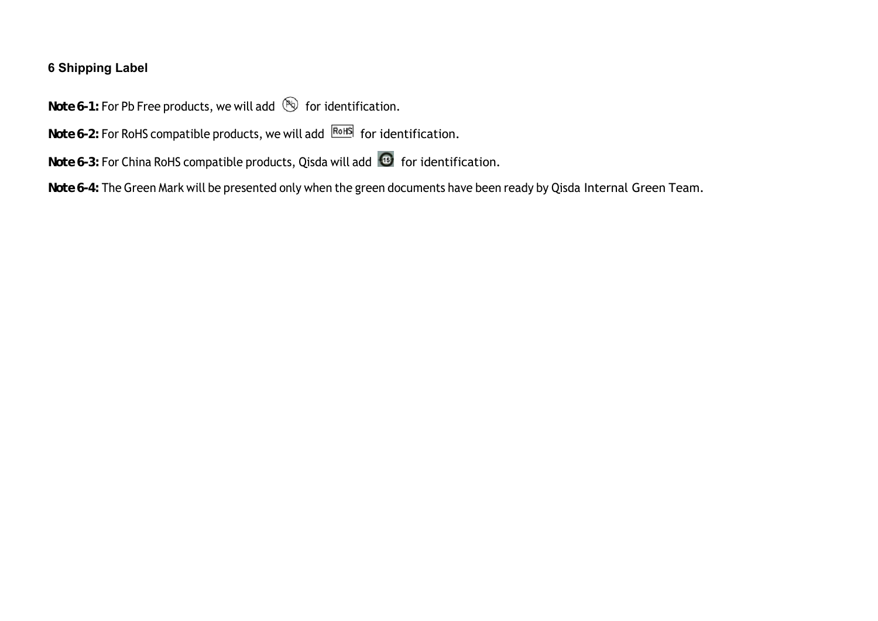## 6 Shipping Label

**Note 6-1:** For Pb Free products, we will add for identification.

**Note 6-2:** For RoHS compatible products, we will add for identification.

**Note 6-3:** For China RoHS compatible products, Qisda will add for identification.

**Note 6-4:** The Green Mark will be presented only when the green documents have been ready by Qisda Internal Green Team.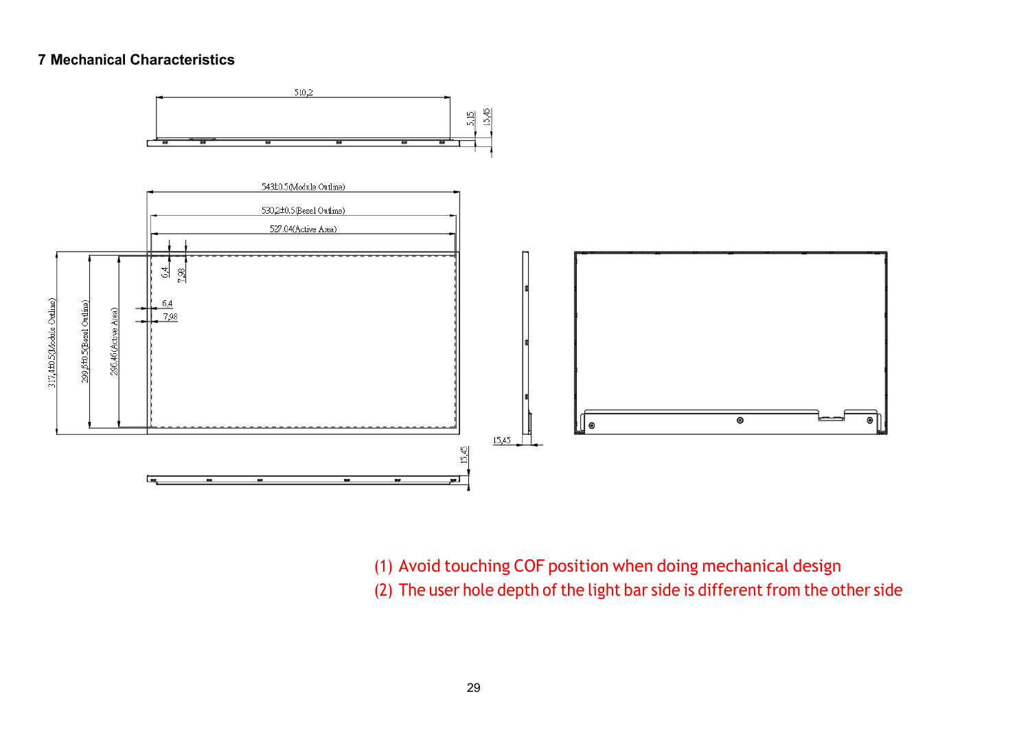# 7 Mechanical Characteristics

(1) Avoid touching COF position when doing mechanical design

(2) The user hole depth of the light bar side is different from the other side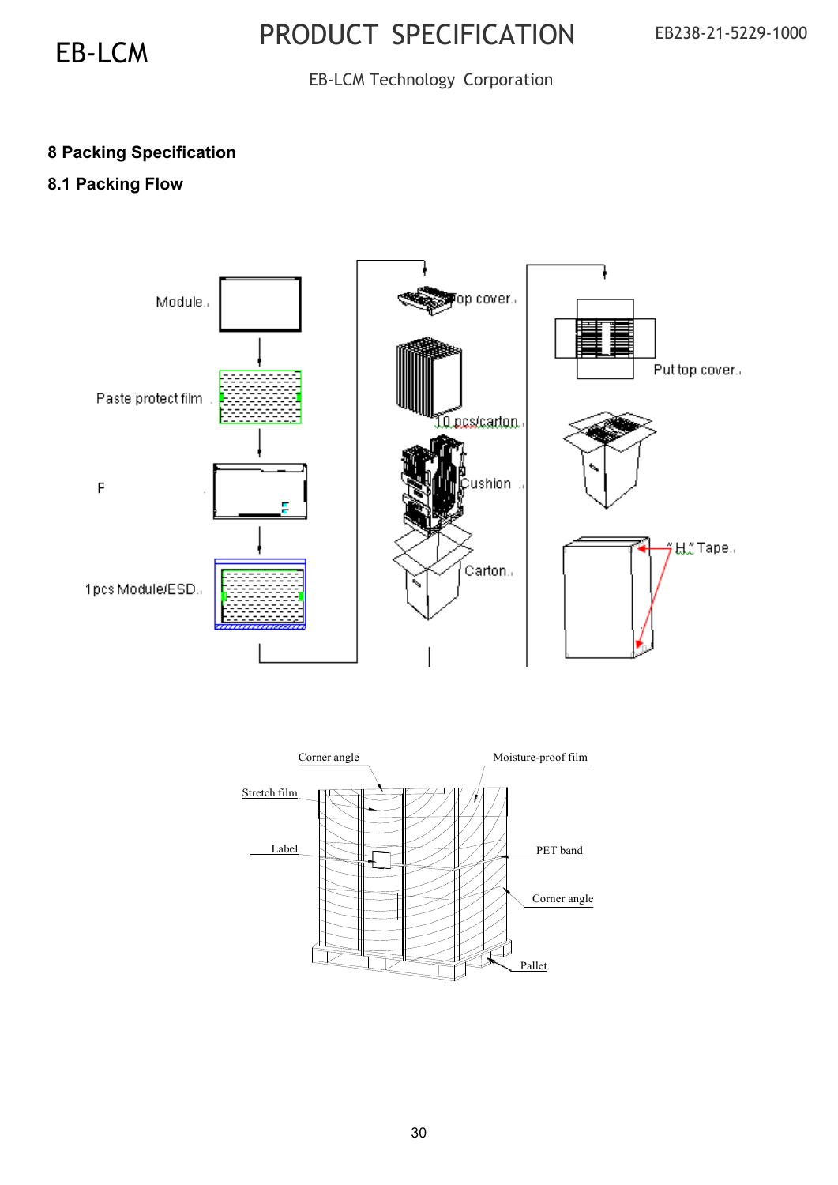## 8 Packing Specification

### 8.1 Packing Flow

Module

Paste protect film

F

1pcs Module/ESD

Top cover

10 pcs/carton

Cushion

Carton

Put top cover

"H" Tape

Corner angle

Moisture-proof film

Stretch film

Label

PET band

Corner angle

Pallet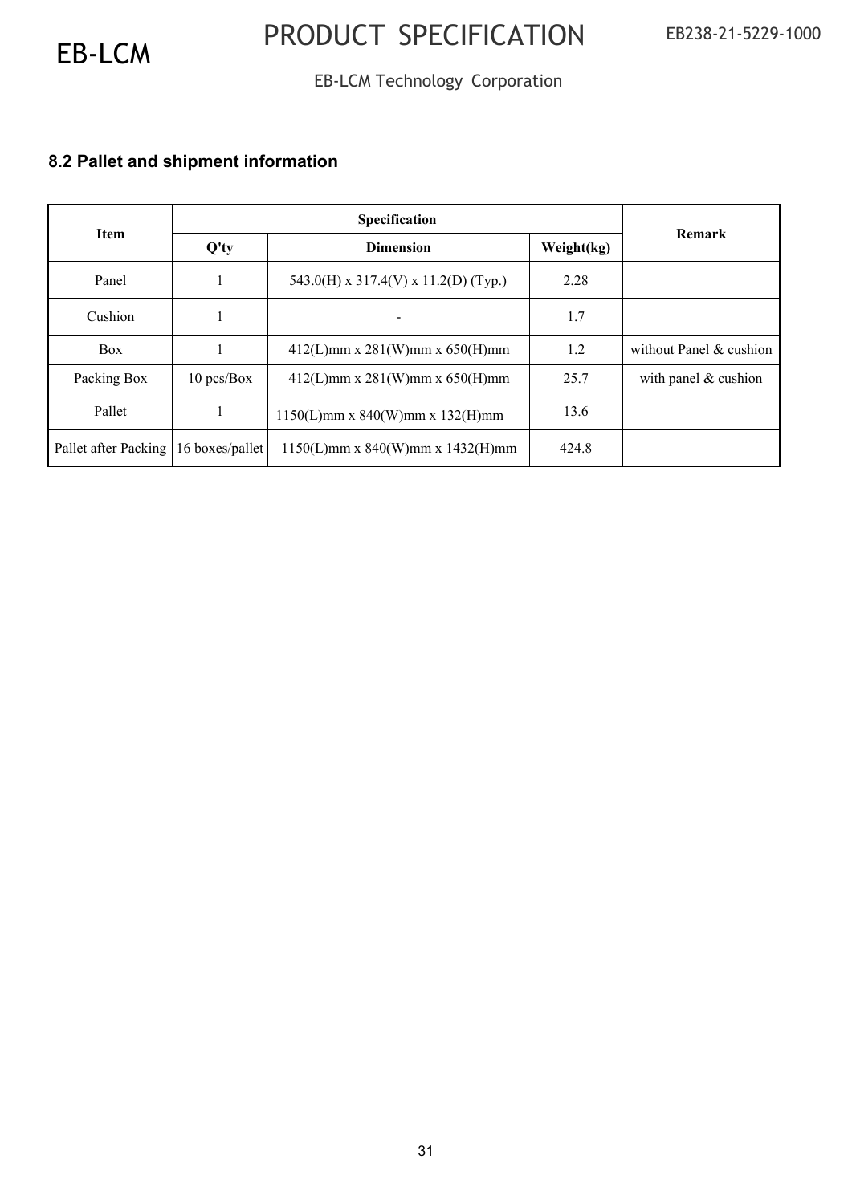## 8.2 Pallet and shipment information

| Item | Specification | | | Remark |
|---|---|---|---|---|
| | Q'ty | Dimension | Weight(kg) | |
| Panel | 1 | 543.0(H) x 317.4(V) x 11.2(D) (Typ.) | 2.28 | |
| Cushion | 1 | - | 1.7 | |
| Box | 1 | 412(L)mm x 281(W)mm x 650(H)mm | 1.2 | without Panel & cushion |
| Packing Box | 10 pcs/Box | 412(L)mm x 281(W)mm x 650(H)mm | 25.7 | with panel & cushion |
| Pallet | 1 | 1150(L)mm x 840(W)mm x 132(H)mm | 13.6 | |
| Pallet after Packing | 16 boxes/pallet | 1150(L)mm x 840(W)mm x 1432(H)mm | 424.8 | |